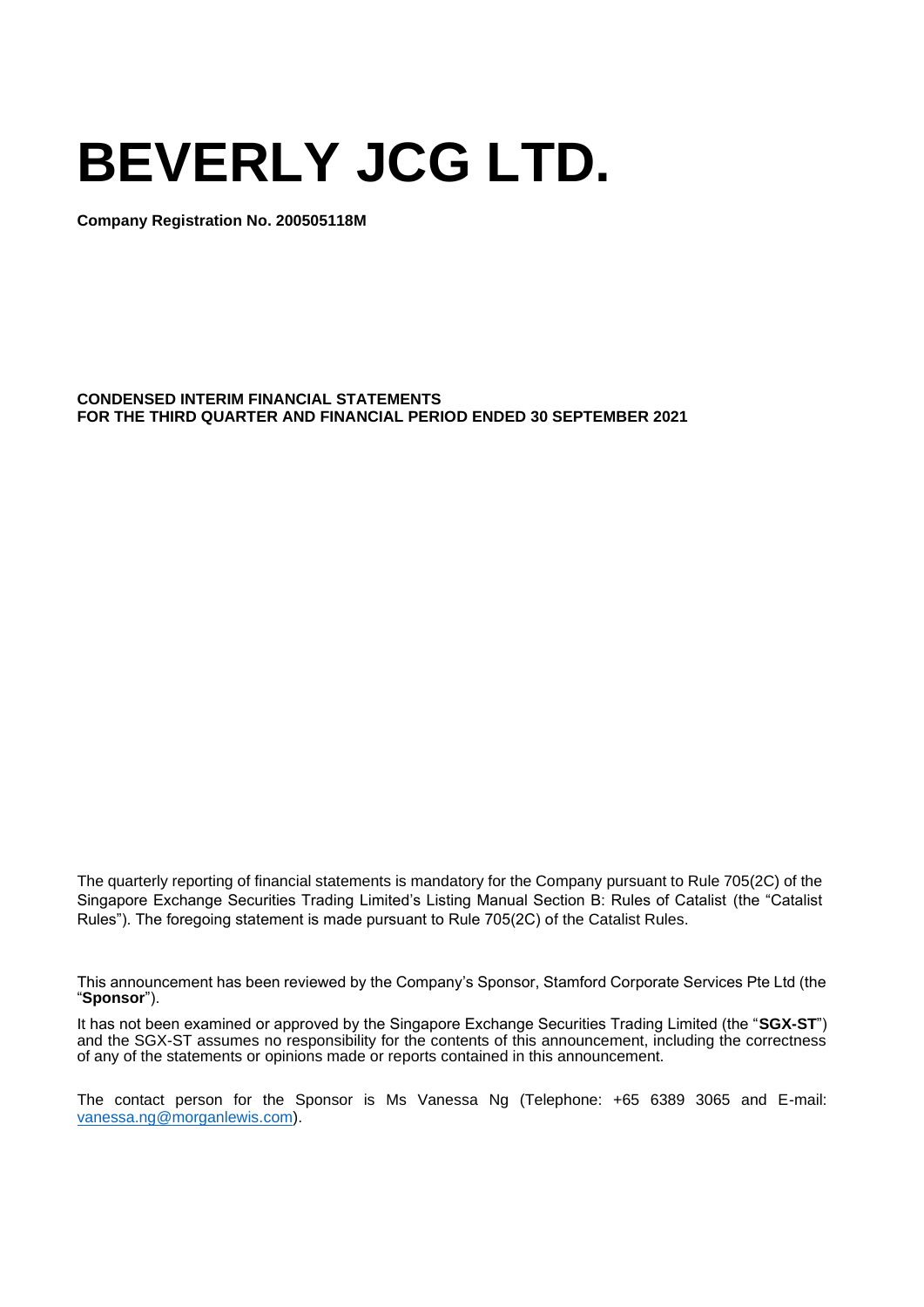# BEVERLY JCG LTD.

**Company Registration No. 200505118M**

**CONDENSED INTERIM FINANCIAL STATEMENTS**
**FOR THE THIRD QUARTER AND FINANCIAL PERIOD ENDED 30 SEPTEMBER 2021**

The quarterly reporting of financial statements is mandatory for the Company pursuant to Rule 705(2C) of the Singapore Exchange Securities Trading Limited's Listing Manual Section B: Rules of Catalist (the "Catalist Rules"). The foregoing statement is made pursuant to Rule 705(2C) of the Catalist Rules.

This announcement has been reviewed by the Company's Sponsor, Stamford Corporate Services Pte Ltd (the "**Sponsor**").

It has not been examined or approved by the Singapore Exchange Securities Trading Limited (the "**SGX-ST**") and the SGX-ST assumes no responsibility for the contents of this announcement, including the correctness of any of the statements or opinions made or reports contained in this announcement.

The contact person for the Sponsor is Ms Vanessa Ng (Telephone: +65 6389 3065 and E-mail: vanessa.ng@morganlewis.com).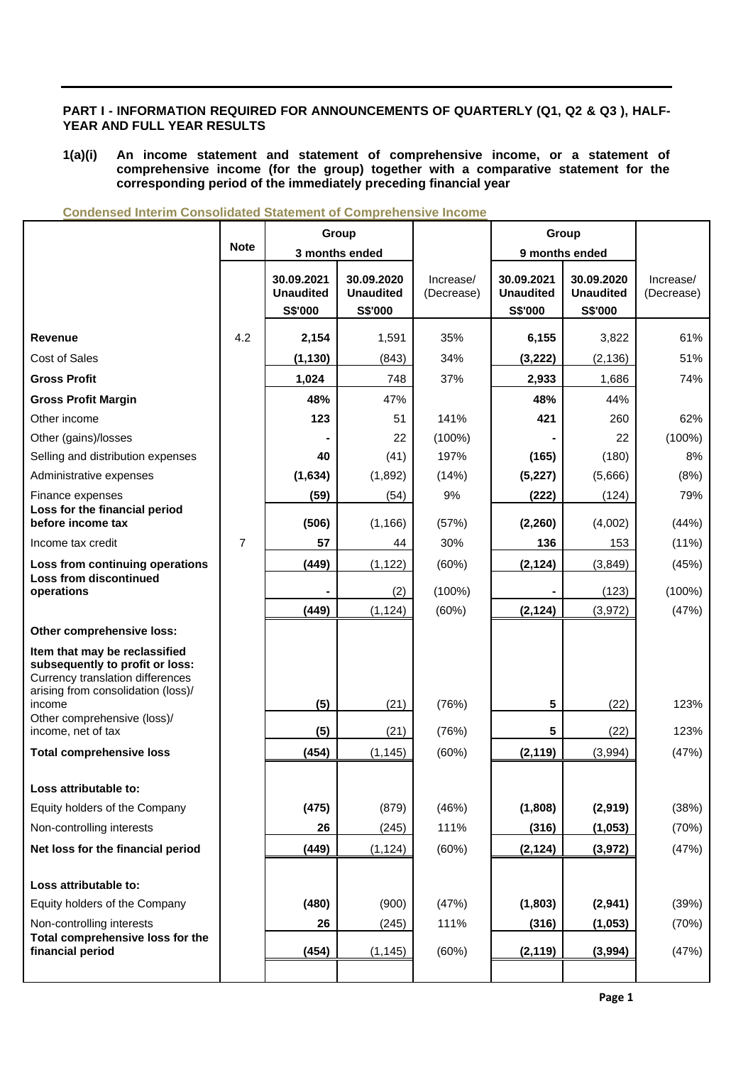## PART I - INFORMATION REQUIRED FOR ANNOUNCEMENTS OF QUARTERLY (Q1, Q2 & Q3 ), HALF-YEAR AND FULL YEAR RESULTS

**1(a)(i) An income statement and statement of comprehensive income, or a statement of comprehensive income (for the group) together with a comparative statement for the corresponding period of the immediately preceding financial year**

**Condensed Interim Consolidated Statement of Comprehensive Income**

| | Note | Group | | | Group | | |
|---|---|---|---|---|---|---|---|
| | | 3 months ended | | | 9 months ended | | |
| | | 30.09.2021 Unaudited S$'000 | 30.09.2020 Unaudited S$'000 | Increase/ (Decrease) | 30.09.2021 Unaudited S$'000 | 30.09.2020 Unaudited S$'000 | Increase/ (Decrease) |
| **Revenue** | 4.2 | **2,154** | 1,591 | 35% | **6,155** | 3,822 | 61% |
| Cost of Sales | | **(1,130)** | (843) | 34% | **(3,222)** | (2,136) | 51% |
| **Gross Profit** | | **1,024** | 748 | 37% | **2,933** | 1,686 | 74% |
| **Gross Profit Margin** | | **48%** | 47% | | **48%** | 44% | |
| Other income | | **123** | 51 | 141% | **421** | 260 | 62% |
| Other (gains)/losses | | **-** | 22 | (100%) | **-** | 22 | (100%) |
| Selling and distribution expenses | | **40** | (41) | 197% | **(165)** | (180) | 8% |
| Administrative expenses | | **(1,634)** | (1,892) | (14%) | **(5,227)** | (5,666) | (8%) |
| Finance expenses | | **(59)** | (54) | 9% | **(222)** | (124) | 79% |
| **Loss for the financial period before income tax** | | **(506)** | (1,166) | (57%) | **(2,260)** | (4,002) | (44%) |
| Income tax credit | 7 | **57** | 44 | 30% | **136** | 153 | (11%) |
| **Loss from continuing operations** | | **(449)** | (1,122) | (60%) | **(2,124)** | (3,849) | (45%) |
| **Loss from discontinued operations** | | **-** | (2) | (100%) | **-** | (123) | (100%) |
| | | **(449)** | (1,124) | (60%) | **(2,124)** | (3,972) | (47%) |
| **Other comprehensive loss:** | | | | | | | |
| **Item that may be reclassified subsequently to profit or loss:** Currency translation differences arising from consolidation (loss)/ income | | **(5)** | (21) | (76%) | **5** | (22) | 123% |
| Other comprehensive (loss)/ income, net of tax | | **(5)** | (21) | (76%) | **5** | (22) | 123% |
| **Total comprehensive loss** | | **(454)** | (1,145) | (60%) | **(2,119)** | (3,994) | (47%) |
| | | | | | | | |
| **Loss attributable to:** | | | | | | | |
| Equity holders of the Company | | **(475)** | (879) | (46%) | **(1,808)** | **(2,919)** | (38%) |
| Non-controlling interests | | **26** | (245) | 111% | **(316)** | **(1,053)** | (70%) |
| **Net loss for the financial period** | | **(449)** | (1,124) | (60%) | **(2,124)** | **(3,972)** | (47%) |
| | | | | | | | |
| **Loss attributable to:** | | | | | | | |
| Equity holders of the Company | | **(480)** | (900) | (47%) | **(1,803)** | **(2,941)** | (39%) |
| Non-controlling interests | | **26** | (245) | 111% | **(316)** | **(1,053)** | (70%) |
| **Total comprehensive loss for the financial period** | | **(454)** | (1,145) | (60%) | **(2,119)** | **(3,994)** | (47%) |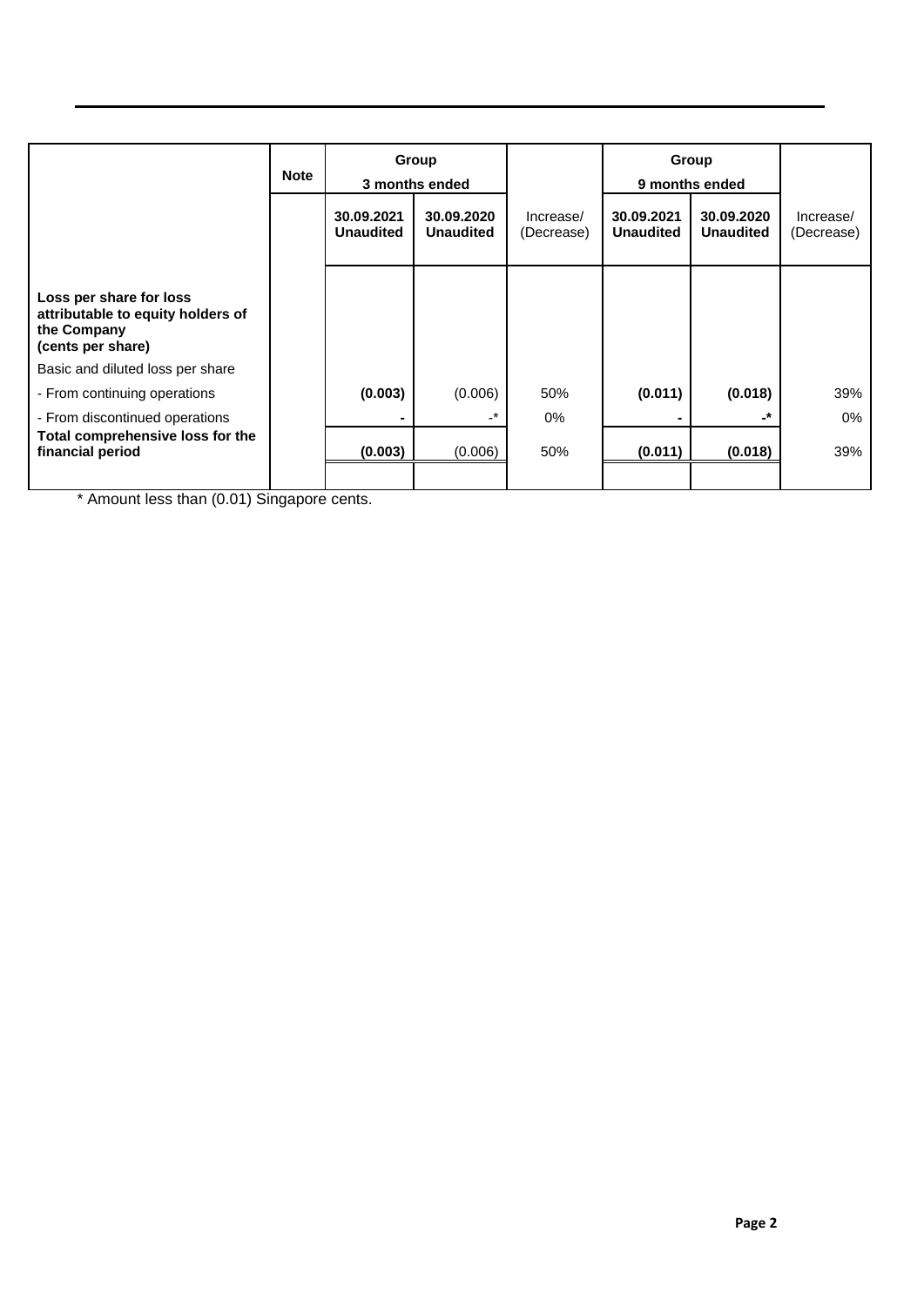| | Note | Group | | | Group | | |
|---|---|---|---|---|---|---|---|
| | | 3 months ended | | | 9 months ended | | |
| | | **30.09.2021 Unaudited** | **30.09.2020 Unaudited** | Increase/ (Decrease) | **30.09.2021 Unaudited** | **30.09.2020 Unaudited** | Increase/ (Decrease) |
| **Loss per share for loss attributable to equity holders of the Company (cents per share)** | | | | | | | |
| Basic and diluted loss per share | | | | | | | |
| - From continuing operations | | **(0.003)** | (0.006) | 50% | **(0.011)** | **(0.018)** | 39% |
| - From discontinued operations | | **-** | -* | 0% | **-** | **-*** | 0% |
| **Total comprehensive loss for the financial period** | | **(0.003)** | (0.006) | 50% | **(0.011)** | **(0.018)** | 39% |

\* Amount less than (0.01) Singapore cents.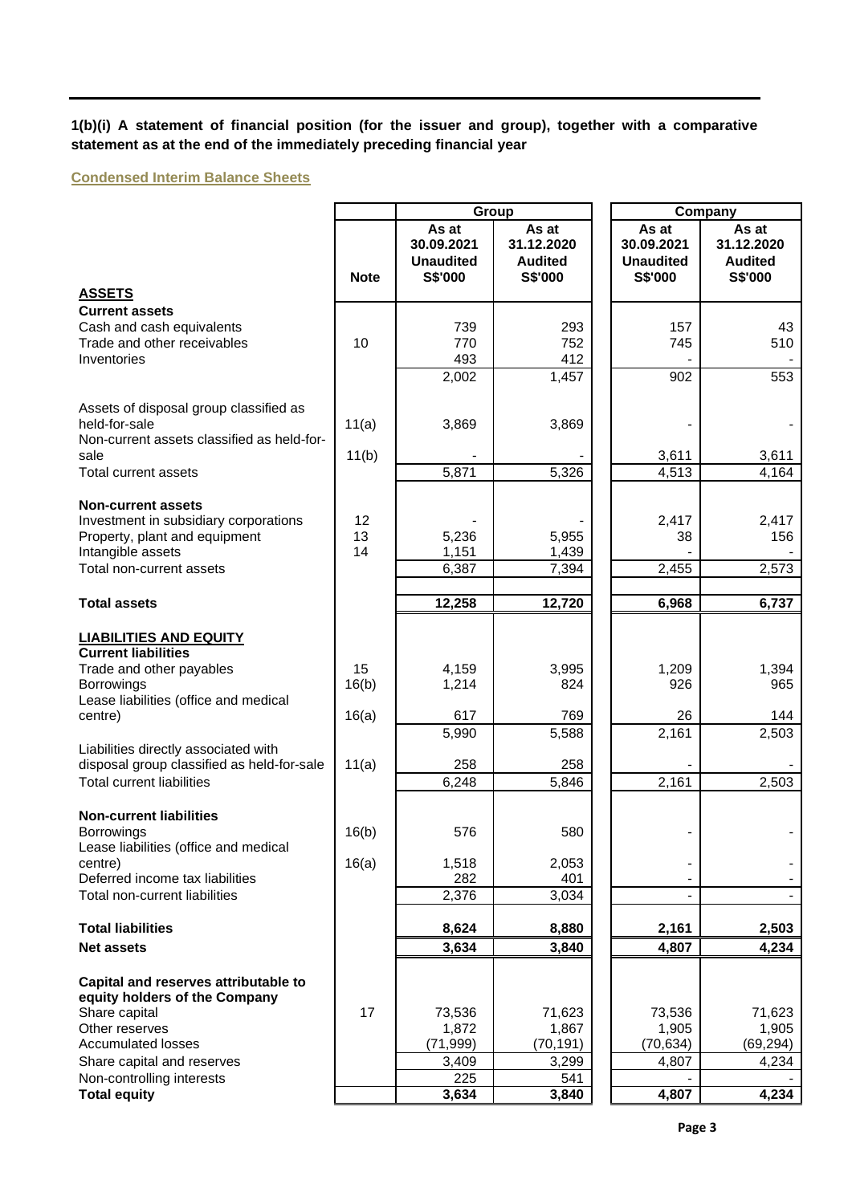**1(b)(i) A statement of financial position (for the issuer and group), together with a comparative statement as at the end of the immediately preceding financial year**

**Condensed Interim Balance Sheets**

| | Note | Group | | Company | |
|---|---|---|---|---|---|
| | | As at 30.09.2021 Unaudited S$'000 | As at 31.12.2020 Audited S$'000 | As at 30.09.2021 Unaudited S$'000 | As at 31.12.2020 Audited S$'000 |
| **ASSETS** | | | | | |
| **Current assets** | | | | | |
| Cash and cash equivalents | | 739 | 293 | 157 | 43 |
| Trade and other receivables | 10 | 770 | 752 | 745 | 510 |
| Inventories | | 493 | 412 | - | - |
| | | 2,002 | 1,457 | 902 | 553 |
| Assets of disposal group classified as held-for-sale | 11(a) | 3,869 | 3,869 | - | - |
| Non-current assets classified as held-for-sale | 11(b) | - | - | 3,611 | 3,611 |
| Total current assets | | 5,871 | 5,326 | 4,513 | 4,164 |
| **Non-current assets** | | | | | |
| Investment in subsidiary corporations | 12 | - | - | 2,417 | 2,417 |
| Property, plant and equipment | 13 | 5,236 | 5,955 | 38 | 156 |
| Intangible assets | 14 | 1,151 | 1,439 | - | - |
| Total non-current assets | | 6,387 | 7,394 | 2,455 | 2,573 |
| **Total assets** | | **12,258** | **12,720** | **6,968** | **6,737** |
| **LIABILITIES AND EQUITY** | | | | | |
| **Current liabilities** | | | | | |
| Trade and other payables | 15 | 4,159 | 3,995 | 1,209 | 1,394 |
| Borrowings | 16(b) | 1,214 | 824 | 926 | 965 |
| Lease liabilities (office and medical centre) | 16(a) | 617 | 769 | 26 | 144 |
| | | 5,990 | 5,588 | 2,161 | 2,503 |
| Liabilities directly associated with disposal group classified as held-for-sale | 11(a) | 258 | 258 | - | - |
| Total current liabilities | | 6,248 | 5,846 | 2,161 | 2,503 |
| **Non-current liabilities** | | | | | |
| Borrowings | 16(b) | 576 | 580 | - | - |
| Lease liabilities (office and medical centre) | 16(a) | 1,518 | 2,053 | - | - |
| Deferred income tax liabilities | | 282 | 401 | - | - |
| Total non-current liabilities | | 2,376 | 3,034 | - | - |
| **Total liabilities** | | **8,624** | **8,880** | **2,161** | **2,503** |
| **Net assets** | | **3,634** | **3,840** | **4,807** | **4,234** |
| **Capital and reserves attributable to equity holders of the Company** | | | | | |
| Share capital | 17 | 73,536 | 71,623 | 73,536 | 71,623 |
| Other reserves | | 1,872 | 1,867 | 1,905 | 1,905 |
| Accumulated losses | | (71,999) | (70,191) | (70,634) | (69,294) |
| Share capital and reserves | | 3,409 | 3,299 | 4,807 | 4,234 |
| Non-controlling interests | | 225 | 541 | - | - |
| **Total equity** | | **3,634** | **3,840** | **4,807** | **4,234** |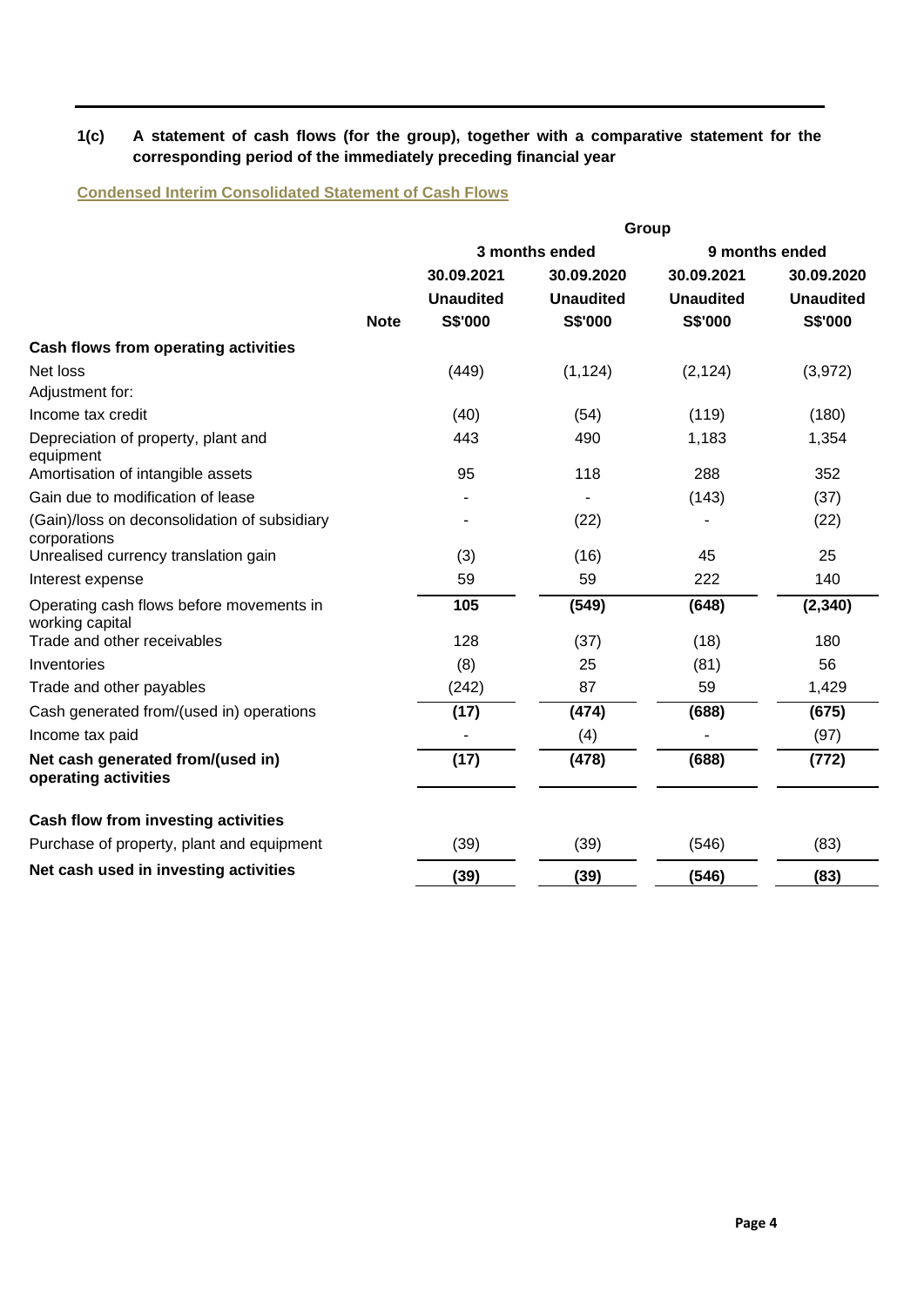**1(c) A statement of cash flows (for the group), together with a comparative statement for the corresponding period of the immediately preceding financial year**

**Condensed Interim Consolidated Statement of Cash Flows**

| | | Group | | | |
|---|---|---|---|---|---|
| | | 3 months ended | | 9 months ended | |
| | | **30.09.2021** | **30.09.2020** | **30.09.2021** | **30.09.2020** |
| | | **Unaudited** | **Unaudited** | **Unaudited** | **Unaudited** |
| | **Note** | **S$'000** | **S$'000** | **S$'000** | **S$'000** |
| **Cash flows from operating activities** | | | | | |
| Net loss | | (449) | (1,124) | (2,124) | (3,972) |
| Adjustment for: | | | | | |
| Income tax credit | | (40) | (54) | (119) | (180) |
| Depreciation of property, plant and equipment | | 443 | 490 | 1,183 | 1,354 |
| Amortisation of intangible assets | | 95 | 118 | 288 | 352 |
| Gain due to modification of lease | | - | - | (143) | (37) |
| (Gain)/loss on deconsolidation of subsidiary corporations | | - | (22) | - | (22) |
| Unrealised currency translation gain | | (3) | (16) | 45 | 25 |
| Interest expense | | 59 | 59 | 222 | 140 |
| Operating cash flows before movements in working capital | | **105** | **(549)** | **(648)** | **(2,340)** |
| Trade and other receivables | | 128 | (37) | (18) | 180 |
| Inventories | | (8) | 25 | (81) | 56 |
| Trade and other payables | | (242) | 87 | 59 | 1,429 |
| Cash generated from/(used in) operations | | **(17)** | **(474)** | **(688)** | **(675)** |
| Income tax paid | | - | (4) | - | (97) |
| **Net cash generated from/(used in) operating activities** | | **(17)** | **(478)** | **(688)** | **(772)** |
| **Cash flow from investing activities** | | | | | |
| Purchase of property, plant and equipment | | (39) | (39) | (546) | (83) |
| **Net cash used in investing activities** | | **(39)** | **(39)** | **(546)** | **(83)** |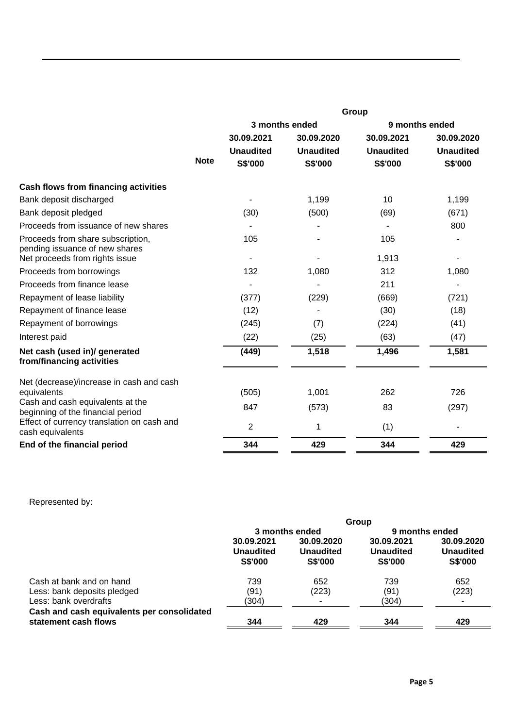| | Note | Group | | | |
|---|---|---|---|---|---|
| | | 3 months ended | | 9 months ended | |
| | | 30.09.2021 | 30.09.2020 | 30.09.2021 | 30.09.2020 |
| | | Unaudited | Unaudited | Unaudited | Unaudited |
| | | S$'000 | S$'000 | S$'000 | S$'000 |
| **Cash flows from financing activities** | | | | | |
| Bank deposit discharged | | - | 1,199 | 10 | 1,199 |
| Bank deposit pledged | | (30) | (500) | (69) | (671) |
| Proceeds from issuance of new shares | | - | - | - | 800 |
| Proceeds from share subscription, pending issuance of new shares | | 105 | - | 105 | - |
| Net proceeds from rights issue | | - | - | 1,913 | - |
| Proceeds from borrowings | | 132 | 1,080 | 312 | 1,080 |
| Proceeds from finance lease | | - | - | 211 | - |
| Repayment of lease liability | | (377) | (229) | (669) | (721) |
| Repayment of finance lease | | (12) | - | (30) | (18) |
| Repayment of borrowings | | (245) | (7) | (224) | (41) |
| Interest paid | | (22) | (25) | (63) | (47) |
| **Net cash (used in)/ generated from/financing activities** | | **(449)** | **1,518** | **1,496** | **1,581** |
| Net (decrease)/increase in cash and cash equivalents | | (505) | 1,001 | 262 | 726 |
| Cash and cash equivalents at the beginning of the financial period | | 847 | (573) | 83 | (297) |
| Effect of currency translation on cash and cash equivalents | | 2 | 1 | (1) | - |
| **End of the financial period** | | **344** | **429** | **344** | **429** |

Represented by:

| | Group | | | |
|---|---|---|---|---|
| | 3 months ended | | 9 months ended | |
| | 30.09.2021 | 30.09.2020 | 30.09.2021 | 30.09.2020 |
| | Unaudited | Unaudited | Unaudited | Unaudited |
| | S$'000 | S$'000 | S$'000 | S$'000 |
| Cash at bank and on hand | 739 | 652 | 739 | 652 |
| Less: bank deposits pledged | (91) | (223) | (91) | (223) |
| Less: bank overdrafts | (304) | - | (304) | - |
| **Cash and cash equivalents per consolidated statement cash flows** | **344** | **429** | **344** | **429** |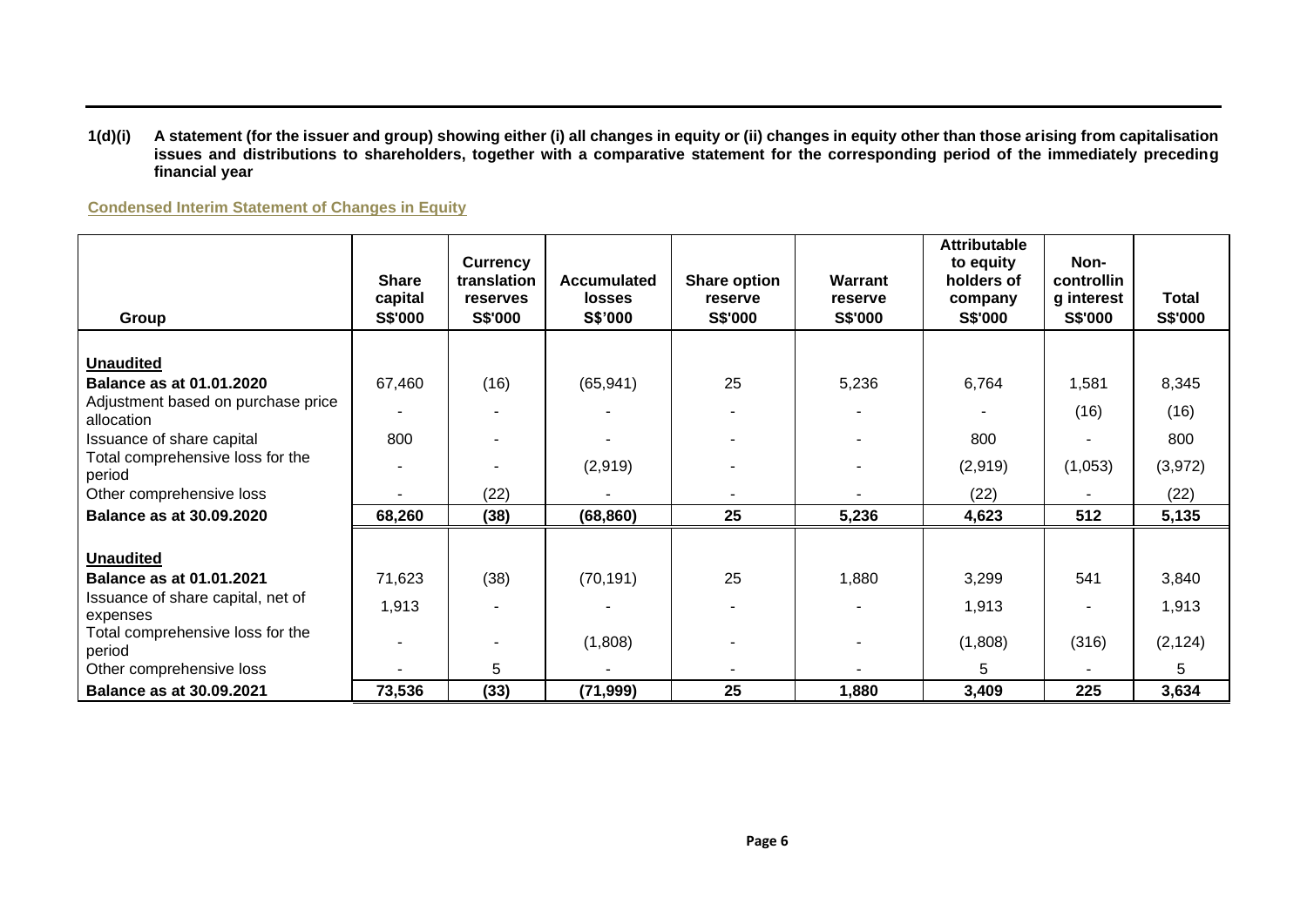**1(d)(i) A statement (for the issuer and group) showing either (i) all changes in equity or (ii) changes in equity other than those arising from capitalisation issues and distributions to shareholders, together with a comparative statement for the corresponding period of the immediately preceding financial year**

**Condensed Interim Statement of Changes in Equity**

| Group | Share capital S$'000 | Currency translation reserves S$'000 | Accumulated losses S$'000 | Share option reserve S$'000 | Warrant reserve S$'000 | Attributable to equity holders of company S$'000 | Non-controlling interest S$'000 | Total S$'000 |
|---|---|---|---|---|---|---|---|---|
| **Unaudited** | | | | | | | | |
| **Balance as at 01.01.2020** | 67,460 | (16) | (65,941) | 25 | 5,236 | 6,764 | 1,581 | 8,345 |
| Adjustment based on purchase price allocation | - | - | - | - | - | - | (16) | (16) |
| Issuance of share capital | 800 | - | - | - | - | 800 | - | 800 |
| Total comprehensive loss for the period | - | - | (2,919) | - | - | (2,919) | (1,053) | (3,972) |
| Other comprehensive loss | - | (22) | - | - | - | (22) | - | (22) |
| **Balance as at 30.09.2020** | **68,260** | **(38)** | **(68,860)** | **25** | **5,236** | **4,623** | **512** | **5,135** |
| **Unaudited** | | | | | | | | |
| **Balance as at 01.01.2021** | 71,623 | (38) | (70,191) | 25 | 1,880 | 3,299 | 541 | 3,840 |
| Issuance of share capital, net of expenses | 1,913 | - | - | - | - | 1,913 | - | 1,913 |
| Total comprehensive loss for the period | - | - | (1,808) | - | - | (1,808) | (316) | (2,124) |
| Other comprehensive loss | - | 5 | - | - | - | 5 | - | 5 |
| **Balance as at 30.09.2021** | **73,536** | **(33)** | **(71,999)** | **25** | **1,880** | **3,409** | **225** | **3,634** |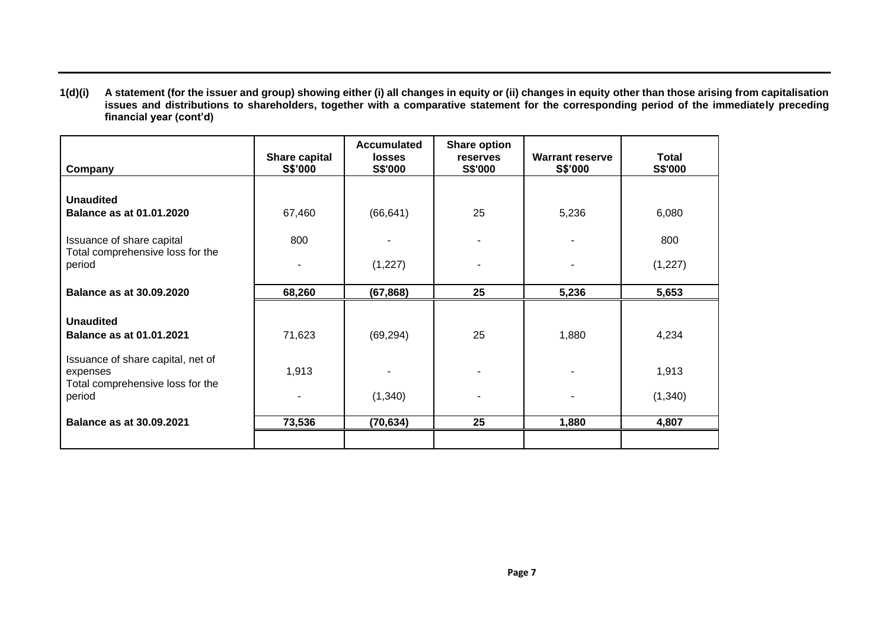**1(d)(i) A statement (for the issuer and group) showing either (i) all changes in equity or (ii) changes in equity other than those arising from capitalisation issues and distributions to shareholders, together with a comparative statement for the corresponding period of the immediately preceding financial year (cont'd)**

| Company | Share capital S$'000 | Accumulated losses S$'000 | Share option reserves S$'000 | Warrant reserve S$'000 | Total S$'000 |
|---|---|---|---|---|---|
| **Unaudited** | | | | | |
| **Balance as at 01.01.2020** | 67,460 | (66,641) | 25 | 5,236 | 6,080 |
| Issuance of share capital | 800 | - | - | - | 800 |
| Total comprehensive loss for the period | - | (1,227) | - | - | (1,227) |
| **Balance as at 30.09.2020** | **68,260** | **(67,868)** | **25** | **5,236** | **5,653** |
| **Unaudited** | | | | | |
| **Balance as at 01.01.2021** | 71,623 | (69,294) | 25 | 1,880 | 4,234 |
| Issuance of share capital, net of expenses | 1,913 | - | - | - | 1,913 |
| Total comprehensive loss for the period | - | (1,340) | - | - | (1,340) |
| **Balance as at 30.09.2021** | **73,536** | **(70,634)** | **25** | **1,880** | **4,807** |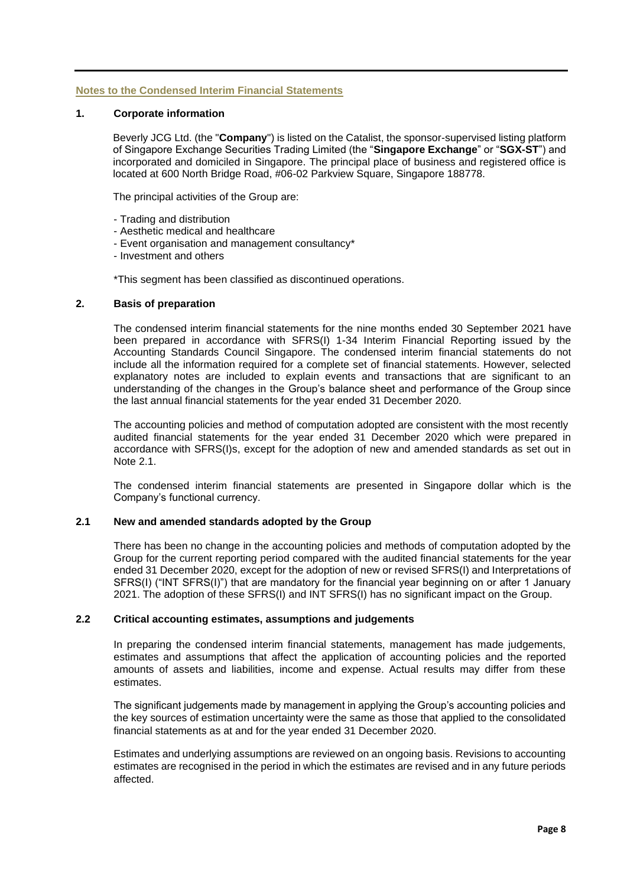## Notes to the Condensed Interim Financial Statements

### 1. Corporate information

Beverly JCG Ltd. (the "**Company**") is listed on the Catalist, the sponsor-supervised listing platform of Singapore Exchange Securities Trading Limited (the "**Singapore Exchange**" or "**SGX-ST**") and incorporated and domiciled in Singapore. The principal place of business and registered office is located at 600 North Bridge Road, #06-02 Parkview Square, Singapore 188778.

The principal activities of the Group are:

- Trading and distribution
- Aesthetic medical and healthcare
- Event organisation and management consultancy*
- Investment and others

*This segment has been classified as discontinued operations.

### 2. Basis of preparation

The condensed interim financial statements for the nine months ended 30 September 2021 have been prepared in accordance with SFRS(I) 1-34 Interim Financial Reporting issued by the Accounting Standards Council Singapore. The condensed interim financial statements do not include all the information required for a complete set of financial statements. However, selected explanatory notes are included to explain events and transactions that are significant to an understanding of the changes in the Group's balance sheet and performance of the Group since the last annual financial statements for the year ended 31 December 2020.

The accounting policies and method of computation adopted are consistent with the most recently audited financial statements for the year ended 31 December 2020 which were prepared in accordance with SFRS(I)s, except for the adoption of new and amended standards as set out in Note 2.1.

The condensed interim financial statements are presented in Singapore dollar which is the Company's functional currency.

### 2.1 New and amended standards adopted by the Group

There has been no change in the accounting policies and methods of computation adopted by the Group for the current reporting period compared with the audited financial statements for the year ended 31 December 2020, except for the adoption of new or revised SFRS(I) and Interpretations of SFRS(I) ("INT SFRS(I)") that are mandatory for the financial year beginning on or after 1 January 2021. The adoption of these SFRS(I) and INT SFRS(I) has no significant impact on the Group.

### 2.2 Critical accounting estimates, assumptions and judgements

In preparing the condensed interim financial statements, management has made judgements, estimates and assumptions that affect the application of accounting policies and the reported amounts of assets and liabilities, income and expense. Actual results may differ from these estimates.

The significant judgements made by management in applying the Group's accounting policies and the key sources of estimation uncertainty were the same as those that applied to the consolidated financial statements as at and for the year ended 31 December 2020.

Estimates and underlying assumptions are reviewed on an ongoing basis. Revisions to accounting estimates are recognised in the period in which the estimates are revised and in any future periods affected.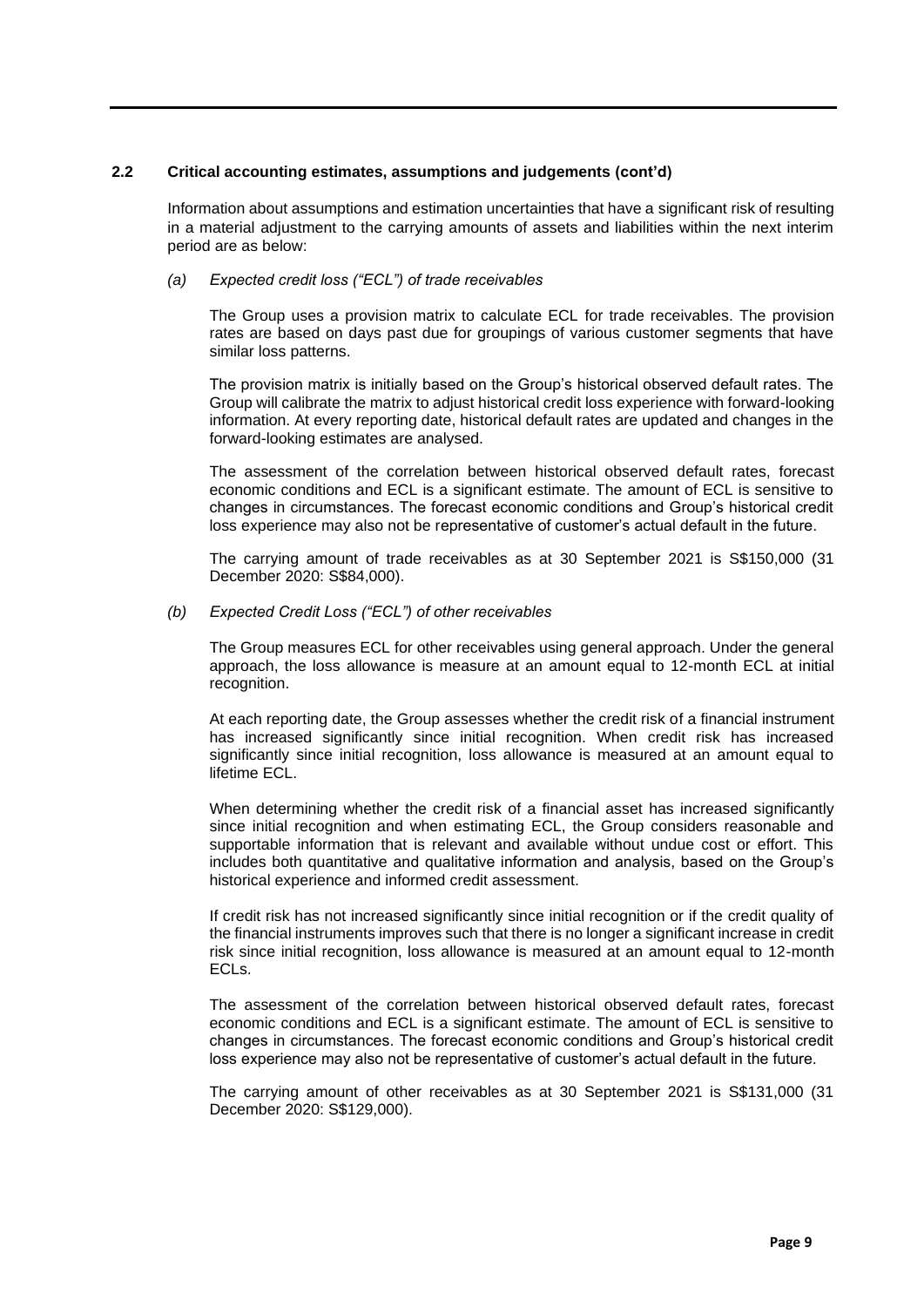### 2.2 Critical accounting estimates, assumptions and judgements (cont'd)

Information about assumptions and estimation uncertainties that have a significant risk of resulting in a material adjustment to the carrying amounts of assets and liabilities within the next interim period are as below:

*(a) Expected credit loss ("ECL") of trade receivables*

The Group uses a provision matrix to calculate ECL for trade receivables. The provision rates are based on days past due for groupings of various customer segments that have similar loss patterns.

The provision matrix is initially based on the Group's historical observed default rates. The Group will calibrate the matrix to adjust historical credit loss experience with forward-looking information. At every reporting date, historical default rates are updated and changes in the forward-looking estimates are analysed.

The assessment of the correlation between historical observed default rates, forecast economic conditions and ECL is a significant estimate. The amount of ECL is sensitive to changes in circumstances. The forecast economic conditions and Group's historical credit loss experience may also not be representative of customer's actual default in the future.

The carrying amount of trade receivables as at 30 September 2021 is S$150,000 (31 December 2020: S$84,000).

*(b) Expected Credit Loss ("ECL") of other receivables*

The Group measures ECL for other receivables using general approach. Under the general approach, the loss allowance is measure at an amount equal to 12-month ECL at initial recognition.

At each reporting date, the Group assesses whether the credit risk of a financial instrument has increased significantly since initial recognition. When credit risk has increased significantly since initial recognition, loss allowance is measured at an amount equal to lifetime ECL.

When determining whether the credit risk of a financial asset has increased significantly since initial recognition and when estimating ECL, the Group considers reasonable and supportable information that is relevant and available without undue cost or effort. This includes both quantitative and qualitative information and analysis, based on the Group's historical experience and informed credit assessment.

If credit risk has not increased significantly since initial recognition or if the credit quality of the financial instruments improves such that there is no longer a significant increase in credit risk since initial recognition, loss allowance is measured at an amount equal to 12-month ECLs.

The assessment of the correlation between historical observed default rates, forecast economic conditions and ECL is a significant estimate. The amount of ECL is sensitive to changes in circumstances. The forecast economic conditions and Group's historical credit loss experience may also not be representative of customer's actual default in the future.

The carrying amount of other receivables as at 30 September 2021 is S$131,000 (31 December 2020: S$129,000).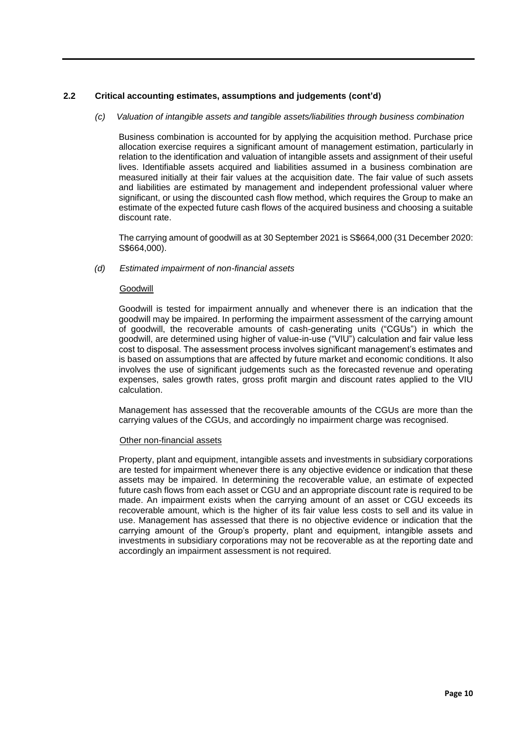## 2.2 Critical accounting estimates, assumptions and judgements (cont'd)

### *(c) Valuation of intangible assets and tangible assets/liabilities through business combination*

Business combination is accounted for by applying the acquisition method. Purchase price allocation exercise requires a significant amount of management estimation, particularly in relation to the identification and valuation of intangible assets and assignment of their useful lives. Identifiable assets acquired and liabilities assumed in a business combination are measured initially at their fair values at the acquisition date. The fair value of such assets and liabilities are estimated by management and independent professional valuer where significant, or using the discounted cash flow method, which requires the Group to make an estimate of the expected future cash flows of the acquired business and choosing a suitable discount rate.

The carrying amount of goodwill as at 30 September 2021 is S$664,000 (31 December 2020: S$664,000).

### *(d) Estimated impairment of non-financial assets*

<u>Goodwill</u>

Goodwill is tested for impairment annually and whenever there is an indication that the goodwill may be impaired. In performing the impairment assessment of the carrying amount of goodwill, the recoverable amounts of cash-generating units ("CGUs") in which the goodwill, are determined using higher of value-in-use ("VIU") calculation and fair value less cost to disposal. The assessment process involves significant management's estimates and is based on assumptions that are affected by future market and economic conditions. It also involves the use of significant judgements such as the forecasted revenue and operating expenses, sales growth rates, gross profit margin and discount rates applied to the VIU calculation.

Management has assessed that the recoverable amounts of the CGUs are more than the carrying values of the CGUs, and accordingly no impairment charge was recognised.

<u>Other non-financial assets</u>

Property, plant and equipment, intangible assets and investments in subsidiary corporations are tested for impairment whenever there is any objective evidence or indication that these assets may be impaired. In determining the recoverable value, an estimate of expected future cash flows from each asset or CGU and an appropriate discount rate is required to be made. An impairment exists when the carrying amount of an asset or CGU exceeds its recoverable amount, which is the higher of its fair value less costs to sell and its value in use. Management has assessed that there is no objective evidence or indication that the carrying amount of the Group's property, plant and equipment, intangible assets and investments in subsidiary corporations may not be recoverable as at the reporting date and accordingly an impairment assessment is not required.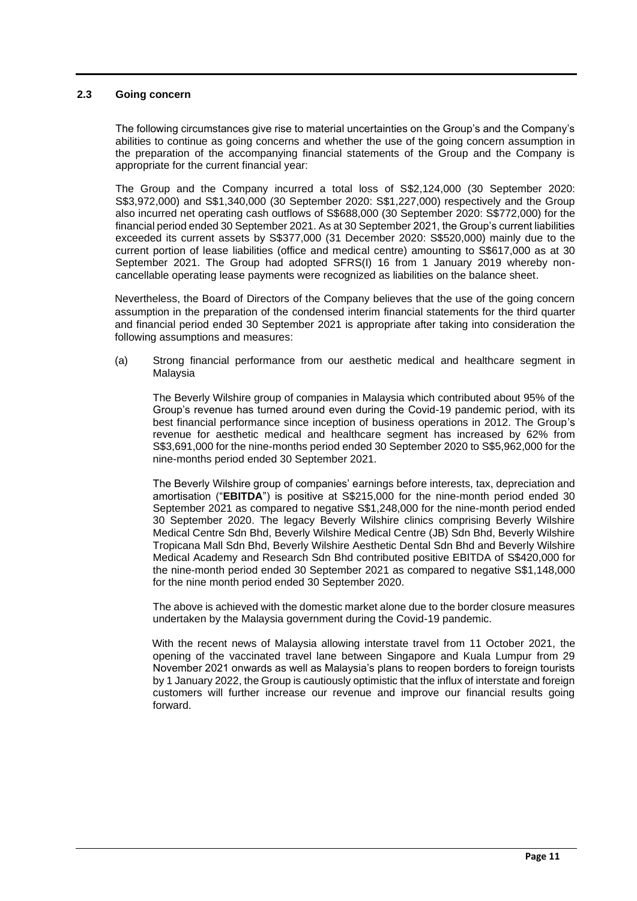### 2.3 Going concern

The following circumstances give rise to material uncertainties on the Group's and the Company's abilities to continue as going concerns and whether the use of the going concern assumption in the preparation of the accompanying financial statements of the Group and the Company is appropriate for the current financial year:

The Group and the Company incurred a total loss of S$2,124,000 (30 September 2020: S$3,972,000) and S$1,340,000 (30 September 2020: S$1,227,000) respectively and the Group also incurred net operating cash outflows of S$688,000 (30 September 2020: S$772,000) for the financial period ended 30 September 2021. As at 30 September 2021, the Group's current liabilities exceeded its current assets by S$377,000 (31 December 2020: S$520,000) mainly due to the current portion of lease liabilities (office and medical centre) amounting to S$617,000 as at 30 September 2021. The Group had adopted SFRS(I) 16 from 1 January 2019 whereby non-cancellable operating lease payments were recognized as liabilities on the balance sheet.

Nevertheless, the Board of Directors of the Company believes that the use of the going concern assumption in the preparation of the condensed interim financial statements for the third quarter and financial period ended 30 September 2021 is appropriate after taking into consideration the following assumptions and measures:

(a) Strong financial performance from our aesthetic medical and healthcare segment in Malaysia

The Beverly Wilshire group of companies in Malaysia which contributed about 95% of the Group's revenue has turned around even during the Covid-19 pandemic period, with its best financial performance since inception of business operations in 2012. The Group's revenue for aesthetic medical and healthcare segment has increased by 62% from S$3,691,000 for the nine-months period ended 30 September 2020 to S$5,962,000 for the nine-months period ended 30 September 2021.

The Beverly Wilshire group of companies' earnings before interests, tax, depreciation and amortisation ("**EBITDA**") is positive at S$215,000 for the nine-month period ended 30 September 2021 as compared to negative S$1,248,000 for the nine-month period ended 30 September 2020. The legacy Beverly Wilshire clinics comprising Beverly Wilshire Medical Centre Sdn Bhd, Beverly Wilshire Medical Centre (JB) Sdn Bhd, Beverly Wilshire Tropicana Mall Sdn Bhd, Beverly Wilshire Aesthetic Dental Sdn Bhd and Beverly Wilshire Medical Academy and Research Sdn Bhd contributed positive EBITDA of S$420,000 for the nine-month period ended 30 September 2021 as compared to negative S$1,148,000 for the nine month period ended 30 September 2020.

The above is achieved with the domestic market alone due to the border closure measures undertaken by the Malaysia government during the Covid-19 pandemic.

With the recent news of Malaysia allowing interstate travel from 11 October 2021, the opening of the vaccinated travel lane between Singapore and Kuala Lumpur from 29 November 2021 onwards as well as Malaysia's plans to reopen borders to foreign tourists by 1 January 2022, the Group is cautiously optimistic that the influx of interstate and foreign customers will further increase our revenue and improve our financial results going forward.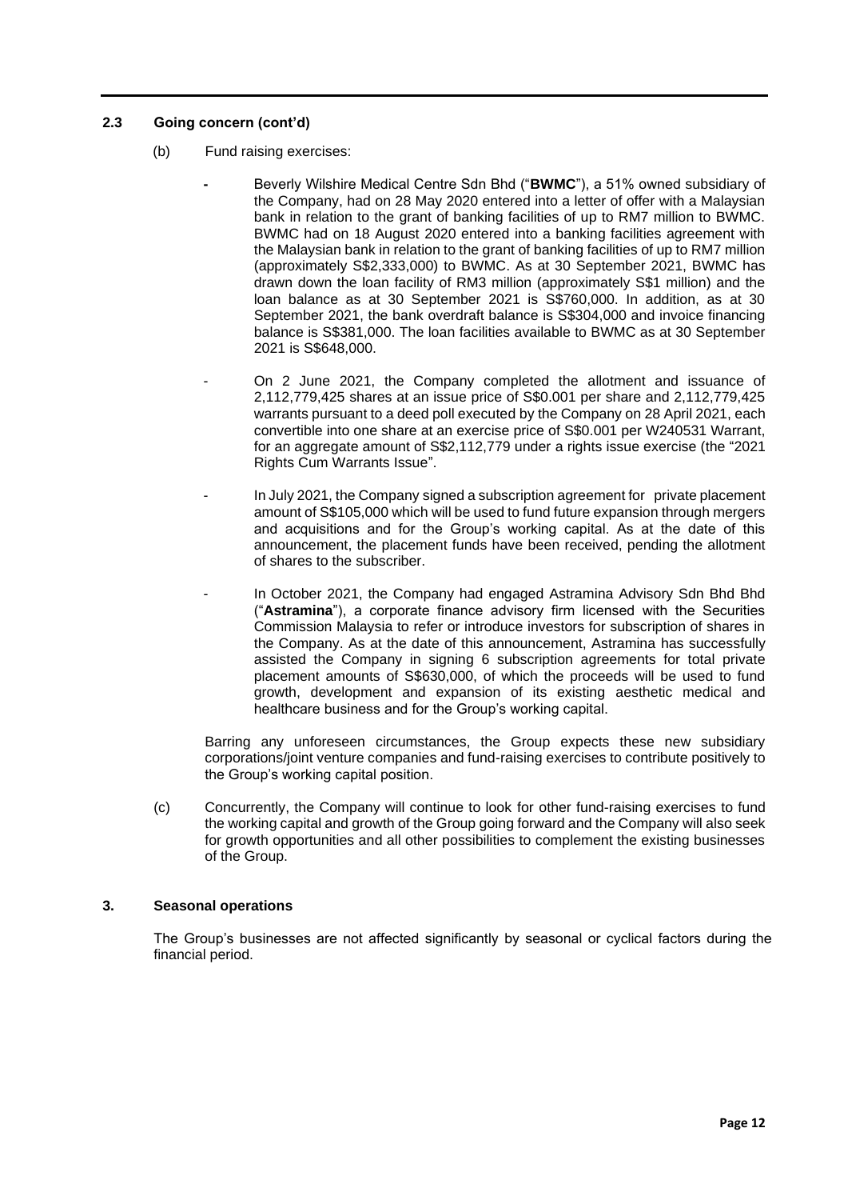## 2.3 Going concern (cont'd)

(b) Fund raising exercises:

- Beverly Wilshire Medical Centre Sdn Bhd ("**BWMC**"), a 51% owned subsidiary of the Company, had on 28 May 2020 entered into a letter of offer with a Malaysian bank in relation to the grant of banking facilities of up to RM7 million to BWMC. BWMC had on 18 August 2020 entered into a banking facilities agreement with the Malaysian bank in relation to the grant of banking facilities of up to RM7 million (approximately S$2,333,000) to BWMC. As at 30 September 2021, BWMC has drawn down the loan facility of RM3 million (approximately S$1 million) and the loan balance as at 30 September 2021 is S$760,000. In addition, as at 30 September 2021, the bank overdraft balance is S$304,000 and invoice financing balance is S$381,000. The loan facilities available to BWMC as at 30 September 2021 is S$648,000.

- On 2 June 2021, the Company completed the allotment and issuance of 2,112,779,425 shares at an issue price of S$0.001 per share and 2,112,779,425 warrants pursuant to a deed poll executed by the Company on 28 April 2021, each convertible into one share at an exercise price of S$0.001 per W240531 Warrant, for an aggregate amount of S$2,112,779 under a rights issue exercise (the "2021 Rights Cum Warrants Issue".

- In July 2021, the Company signed a subscription agreement for private placement amount of S$105,000 which will be used to fund future expansion through mergers and acquisitions and for the Group's working capital. As at the date of this announcement, the placement funds have been received, pending the allotment of shares to the subscriber.

- In October 2021, the Company had engaged Astramina Advisory Sdn Bhd Bhd ("**Astramina**"), a corporate finance advisory firm licensed with the Securities Commission Malaysia to refer or introduce investors for subscription of shares in the Company. As at the date of this announcement, Astramina has successfully assisted the Company in signing 6 subscription agreements for total private placement amounts of S$630,000, of which the proceeds will be used to fund growth, development and expansion of its existing aesthetic medical and healthcare business and for the Group's working capital.

Barring any unforeseen circumstances, the Group expects these new subsidiary corporations/joint venture companies and fund-raising exercises to contribute positively to the Group's working capital position.

(c) Concurrently, the Company will continue to look for other fund-raising exercises to fund the working capital and growth of the Group going forward and the Company will also seek for growth opportunities and all other possibilities to complement the existing businesses of the Group.

## 3. Seasonal operations

The Group's businesses are not affected significantly by seasonal or cyclical factors during the financial period.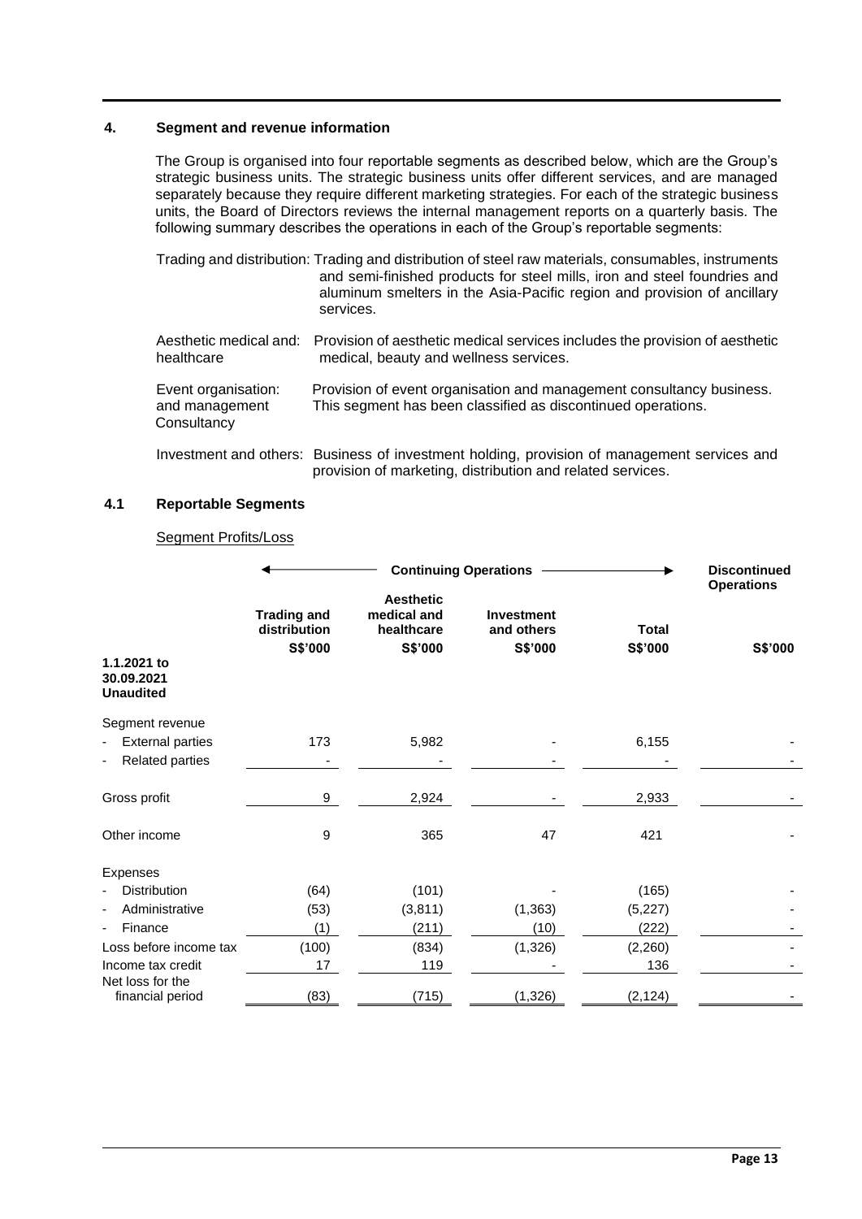## 4. Segment and revenue information

The Group is organised into four reportable segments as described below, which are the Group's strategic business units. The strategic business units offer different services, and are managed separately because they require different marketing strategies. For each of the strategic business units, the Board of Directors reviews the internal management reports on a quarterly basis. The following summary describes the operations in each of the Group's reportable segments:

| | |
|---|---|
| Trading and distribution: | Trading and distribution of steel raw materials, consumables, instruments and semi-finished products for steel mills, iron and steel foundries and aluminum smelters in the Asia-Pacific region and provision of ancillary services. |
| Aesthetic medical and: healthcare | Provision of aesthetic medical services includes the provision of aesthetic medical, beauty and wellness services. |
| Event organisation: and management Consultancy | Provision of event organisation and management consultancy business. This segment has been classified as discontinued operations. |
| Investment and others: | Business of investment holding, provision of management services and provision of marketing, distribution and related services. |

### 4.1 Reportable Segments

Segment Profits/Loss

| | Continuing Operations | | | | Discontinued Operations |
|---|---|---|---|---|---|
| | Trading and distribution | Aesthetic medical and healthcare | Investment and others | Total | |
| | S$'000 | S$'000 | S$'000 | S$'000 | S$'000 |
| **1.1.2021 to 30.09.2021 Unaudited** | | | | | |
| Segment revenue | | | | | |
| - External parties | 173 | 5,982 | - | 6,155 | - |
| - Related parties | - | - | - | - | - |
| Gross profit | 9 | 2,924 | - | 2,933 | - |
| Other income | 9 | 365 | 47 | 421 | - |
| Expenses | | | | | |
| - Distribution | (64) | (101) | - | (165) | - |
| - Administrative | (53) | (3,811) | (1,363) | (5,227) | - |
| - Finance | (1) | (211) | (10) | (222) | - |
| Loss before income tax | (100) | (834) | (1,326) | (2,260) | - |
| Income tax credit | 17 | 119 | - | 136 | - |
| Net loss for the financial period | (83) | (715) | (1,326) | (2,124) | - |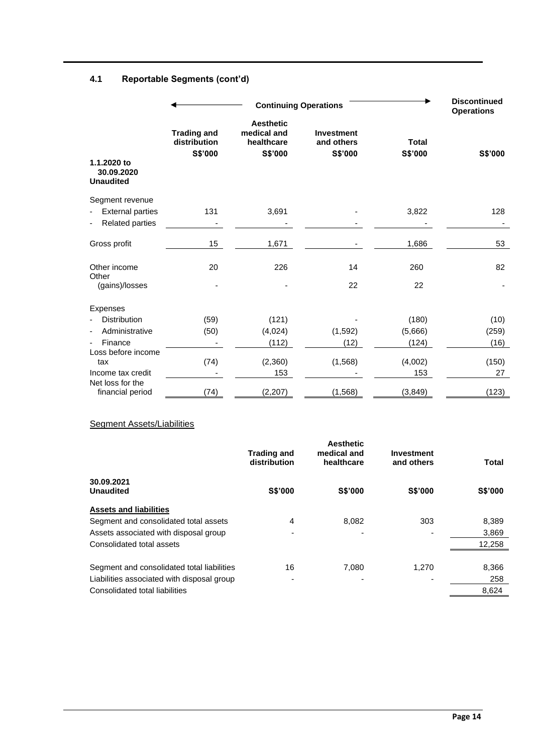### 4.1 Reportable Segments (cont'd)

| | Continuing Operations | | | | Discontinued Operations |
|---|---|---|---|---|---|
| | Trading and distribution | Aesthetic medical and healthcare | Investment and others | Total | |
| | S$'000 | S$'000 | S$'000 | S$'000 | S$'000 |
| **1.1.2020 to 30.09.2020 Unaudited** | | | | | |
| Segment revenue | | | | | |
| - External parties | 131 | 3,691 | - | 3,822 | 128 |
| - Related parties | - | - | - | - | - |
| Gross profit | 15 | 1,671 | - | 1,686 | 53 |
| Other income | 20 | 226 | 14 | 260 | 82 |
| Other (gains)/losses | - | - | 22 | 22 | - |
| Expenses | | | | | |
| - Distribution | (59) | (121) | - | (180) | (10) |
| - Administrative | (50) | (4,024) | (1,592) | (5,666) | (259) |
| - Finance | - | (112) | (12) | (124) | (16) |
| Loss before income tax | (74) | (2,360) | (1,568) | (4,002) | (150) |
| Income tax credit | - | 153 | - | 153 | 27 |
| Net loss for the financial period | (74) | (2,207) | (1,568) | (3,849) | (123) |

<u>Segment Assets/Liabilities</u>

| | Trading and distribution | Aesthetic medical and healthcare | Investment and others | Total |
|---|---|---|---|---|
| **30.09.2021 Unaudited** | **S$'000** | **S$'000** | **S$'000** | **S$'000** |
| **<u>Assets and liabilities</u>** | | | | |
| Segment and consolidated total assets | 4 | 8,082 | 303 | 8,389 |
| Assets associated with disposal group | - | - | - | 3,869 |
| Consolidated total assets | | | | 12,258 |
| Segment and consolidated total liabilities | 16 | 7,080 | 1,270 | 8,366 |
| Liabilities associated with disposal group | - | - | - | 258 |
| Consolidated total liabilities | | | | 8,624 |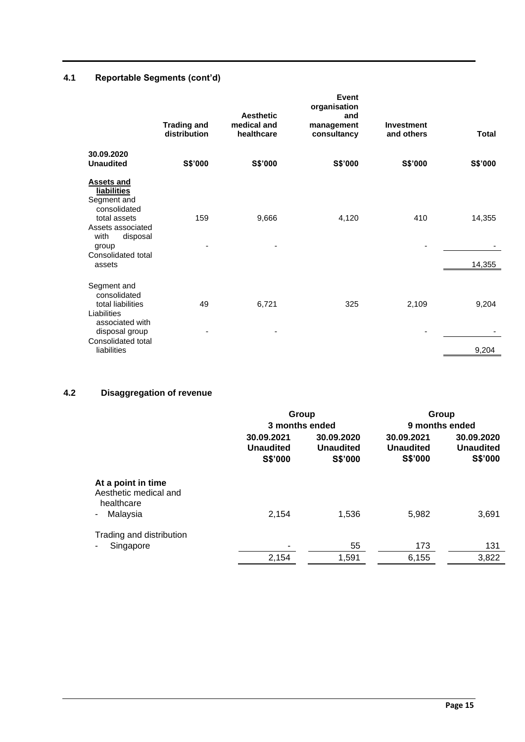## 4.1 Reportable Segments (cont'd)

| 30.09.2020 Unaudited | Trading and distribution S$'000 | Aesthetic medical and healthcare S$'000 | Event organisation and management consultancy S$'000 | Investment and others S$'000 | Total S$'000 |
|---|---|---|---|---|---|
| **Assets and liabilities** | | | | | |
| Segment and consolidated total assets | 159 | 9,666 | 4,120 | 410 | 14,355 |
| Assets associated with disposal group | - | - | | - | - |
| Consolidated total assets | | | | | 14,355 |
| Segment and consolidated total liabilities | 49 | 6,721 | 325 | 2,109 | 9,204 |
| Liabilities associated with disposal group | - | - | | - | - |
| Consolidated total liabilities | | | | | 9,204 |

## 4.2 Disaggregation of revenue

| | Group 3 months ended | | Group 9 months ended | |
|---|---|---|---|---|
| | 30.09.2021 Unaudited S$'000 | 30.09.2020 Unaudited S$'000 | 30.09.2021 Unaudited S$'000 | 30.09.2020 Unaudited S$'000 |
| **At a point in time** | | | | |
| Aesthetic medical and healthcare | | | | |
| - Malaysia | 2,154 | 1,536 | 5,982 | 3,691 |
| Trading and distribution | | | | |
| - Singapore | - | 55 | 173 | 131 |
| | 2,154 | 1,591 | 6,155 | 3,822 |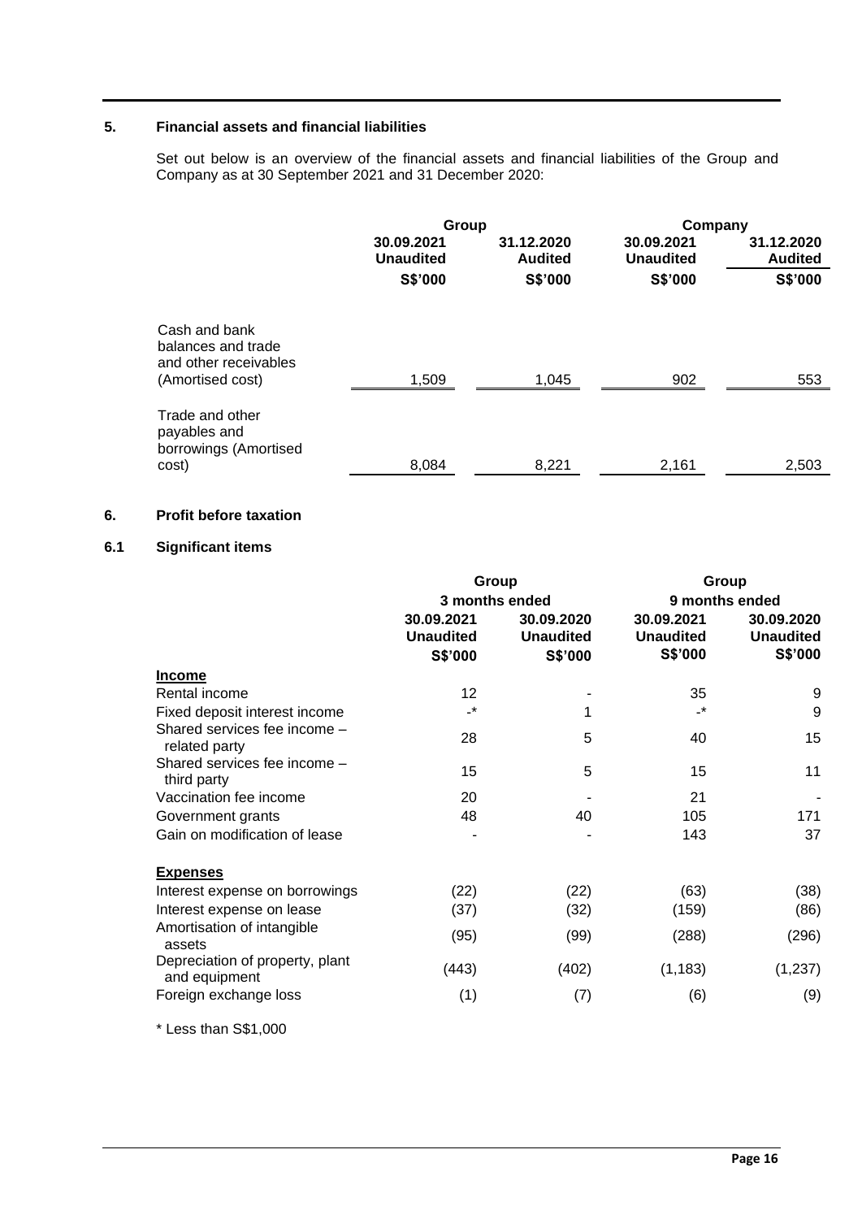## 5. Financial assets and financial liabilities

Set out below is an overview of the financial assets and financial liabilities of the Group and Company as at 30 September 2021 and 31 December 2020:

| | Group | | Company | |
|---|---|---|---|---|
| | 30.09.2021 Unaudited | 31.12.2020 Audited | 30.09.2021 Unaudited | 31.12.2020 Audited |
| | S$'000 | S$'000 | S$'000 | S$'000 |
| Cash and bank balances and trade and other receivables (Amortised cost) | 1,509 | 1,045 | 902 | 553 |
| Trade and other payables and borrowings (Amortised cost) | 8,084 | 8,221 | 2,161 | 2,503 |

## 6. Profit before taxation

### 6.1 Significant items

| | Group | | Group | |
|---|---|---|---|---|
| | 3 months ended | | 9 months ended | |
| | 30.09.2021 Unaudited | 30.09.2020 Unaudited | 30.09.2021 Unaudited | 30.09.2020 Unaudited |
| | S$'000 | S$'000 | S$'000 | S$'000 |
| **Income** | | | | |
| Rental income | 12 | - | 35 | 9 |
| Fixed deposit interest income | -* | 1 | -* | 9 |
| Shared services fee income – related party | 28 | 5 | 40 | 15 |
| Shared services fee income – third party | 15 | 5 | 15 | 11 |
| Vaccination fee income | 20 | - | 21 | - |
| Government grants | 48 | 40 | 105 | 171 |
| Gain on modification of lease | - | - | 143 | 37 |
| **Expenses** | | | | |
| Interest expense on borrowings | (22) | (22) | (63) | (38) |
| Interest expense on lease | (37) | (32) | (159) | (86) |
| Amortisation of intangible assets | (95) | (99) | (288) | (296) |
| Depreciation of property, plant and equipment | (443) | (402) | (1,183) | (1,237) |
| Foreign exchange loss | (1) | (7) | (6) | (9) |

\* Less than S$1,000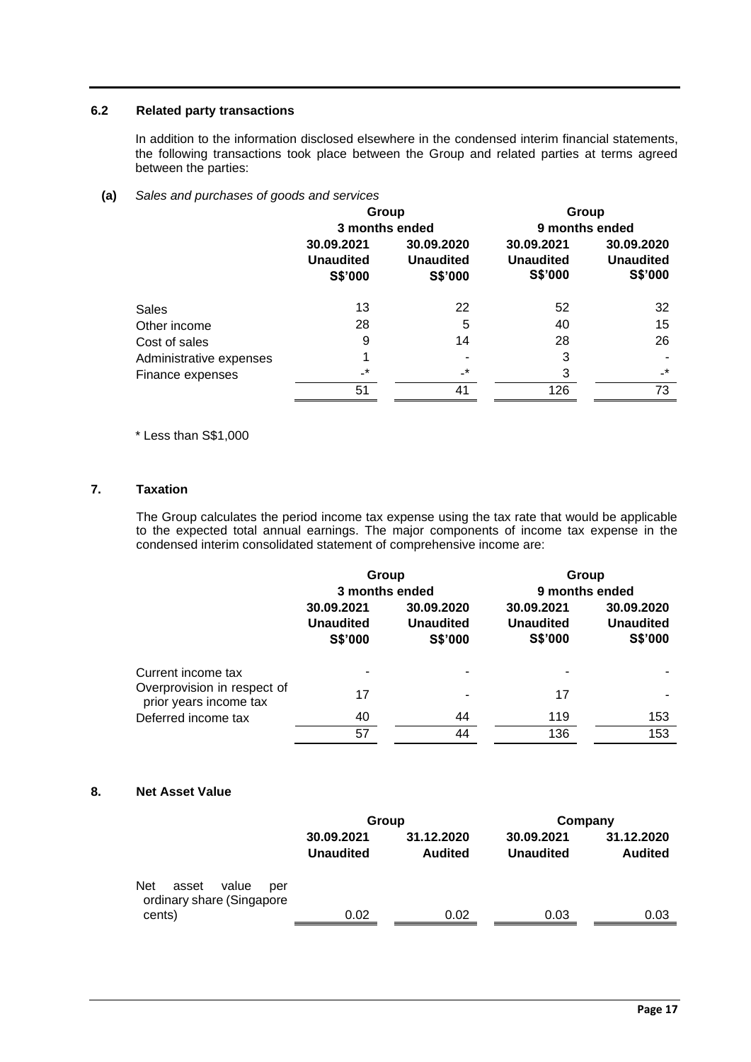### 6.2 Related party transactions

In addition to the information disclosed elsewhere in the condensed interim financial statements, the following transactions took place between the Group and related parties at terms agreed between the parties:

**(a)** *Sales and purchases of goods and services*

| | Group | | Group | |
|---|---|---|---|---|
| | 3 months ended | | 9 months ended | |
| | 30.09.2021 Unaudited S$'000 | 30.09.2020 Unaudited S$'000 | 30.09.2021 Unaudited S$'000 | 30.09.2020 Unaudited S$'000 |
| Sales | 13 | 22 | 52 | 32 |
| Other income | 28 | 5 | 40 | 15 |
| Cost of sales | 9 | 14 | 28 | 26 |
| Administrative expenses | 1 | - | 3 | - |
| Finance expenses | -* | -* | 3 | -* |
| | 51 | 41 | 126 | 73 |

\* Less than S$1,000

### 7. Taxation

The Group calculates the period income tax expense using the tax rate that would be applicable to the expected total annual earnings. The major components of income tax expense in the condensed interim consolidated statement of comprehensive income are:

| | Group | | Group | |
|---|---|---|---|---|
| | 3 months ended | | 9 months ended | |
| | 30.09.2021 Unaudited S$'000 | 30.09.2020 Unaudited S$'000 | 30.09.2021 Unaudited S$'000 | 30.09.2020 Unaudited S$'000 |
| Current income tax | - | - | - | - |
| Overprovision in respect of prior years income tax | 17 | - | 17 | - |
| Deferred income tax | 40 | 44 | 119 | 153 |
| | 57 | 44 | 136 | 153 |

### 8. Net Asset Value

| | Group | | Company | |
|---|---|---|---|---|
| | 30.09.2021 Unaudited | 31.12.2020 Audited | 30.09.2021 Unaudited | 31.12.2020 Audited |
| Net asset value per ordinary share (Singapore cents) | 0.02 | 0.02 | 0.03 | 0.03 |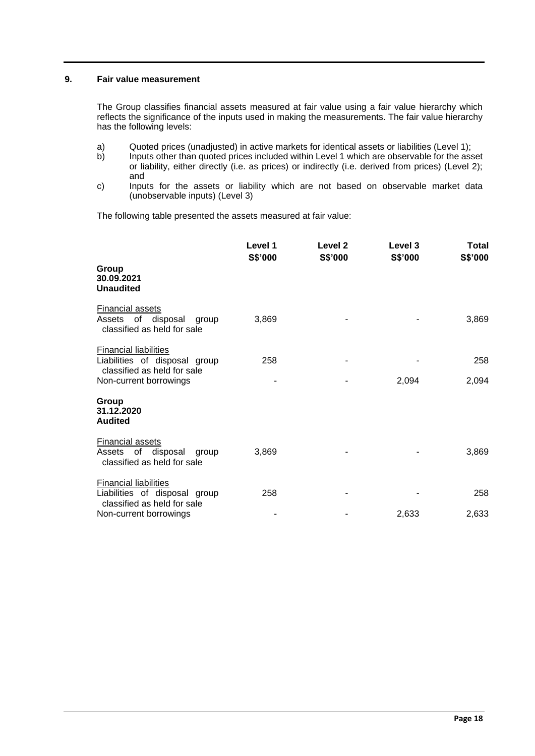## 9. Fair value measurement

The Group classifies financial assets measured at fair value using a fair value hierarchy which reflects the significance of the inputs used in making the measurements. The fair value hierarchy has the following levels:

a) Quoted prices (unadjusted) in active markets for identical assets or liabilities (Level 1);
b) Inputs other than quoted prices included within Level 1 which are observable for the asset or liability, either directly (i.e. as prices) or indirectly (i.e. derived from prices) (Level 2); and
c) Inputs for the assets or liability which are not based on observable market data (unobservable inputs) (Level 3)

The following table presented the assets measured at fair value:

| | Level 1<br>S$'000 | Level 2<br>S$'000 | Level 3<br>S$'000 | Total<br>S$'000 |
|---|---|---|---|---|
| **Group**<br>**30.09.2021**<br>**Unaudited** | | | | |
| Financial assets | | | | |
| Assets of disposal group classified as held for sale | 3,869 | - | - | 3,869 |
| Financial liabilities | | | | |
| Liabilities of disposal group classified as held for sale | 258 | - | - | 258 |
| Non-current borrowings | - | - | 2,094 | 2,094 |
| **Group**<br>**31.12.2020**<br>**Audited** | | | | |
| Financial assets | | | | |
| Assets of disposal group classified as held for sale | 3,869 | - | - | 3,869 |
| Financial liabilities | | | | |
| Liabilities of disposal group classified as held for sale | 258 | - | - | 258 |
| Non-current borrowings | - | - | 2,633 | 2,633 |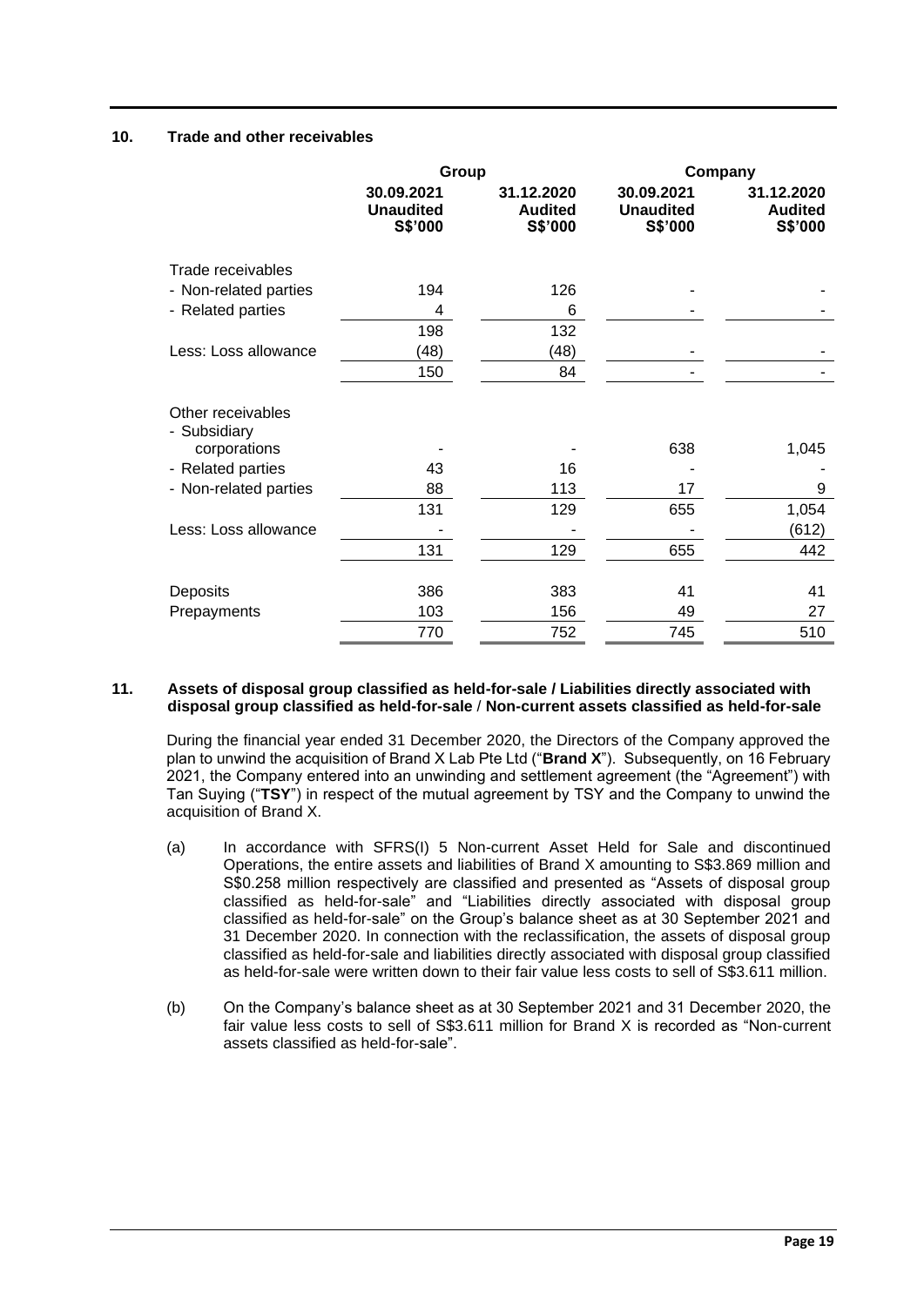## 10. Trade and other receivables

| | Group | | Company | |
|---|---|---|---|---|
| | 30.09.2021 Unaudited S$'000 | 31.12.2020 Audited S$'000 | 30.09.2021 Unaudited S$'000 | 31.12.2020 Audited S$'000 |
| Trade receivables | | | | |
| - Non-related parties | 194 | 126 | - | - |
| - Related parties | 4 | 6 | - | - |
| | 198 | 132 | | |
| Less: Loss allowance | (48) | (48) | - | - |
| | 150 | 84 | - | - |
| Other receivables | | | | |
| - Subsidiary corporations | - | - | 638 | 1,045 |
| - Related parties | 43 | 16 | - | - |
| - Non-related parties | 88 | 113 | 17 | 9 |
| | 131 | 129 | 655 | 1,054 |
| Less: Loss allowance | - | - | - | (612) |
| | 131 | 129 | 655 | 442 |
| Deposits | 386 | 383 | 41 | 41 |
| Prepayments | 103 | 156 | 49 | 27 |
| | 770 | 752 | 745 | 510 |

## 11. Assets of disposal group classified as held-for-sale / Liabilities directly associated with disposal group classified as held-for-sale / Non-current assets classified as held-for-sale

During the financial year ended 31 December 2020, the Directors of the Company approved the plan to unwind the acquisition of Brand X Lab Pte Ltd ("**Brand X**"). Subsequently, on 16 February 2021, the Company entered into an unwinding and settlement agreement (the "Agreement") with Tan Suying ("**TSY**") in respect of the mutual agreement by TSY and the Company to unwind the acquisition of Brand X.

(a) In accordance with SFRS(I) 5 Non-current Asset Held for Sale and discontinued Operations, the entire assets and liabilities of Brand X amounting to S$3.869 million and S$0.258 million respectively are classified and presented as "Assets of disposal group classified as held-for-sale" and "Liabilities directly associated with disposal group classified as held-for-sale" on the Group's balance sheet as at 30 September 2021 and 31 December 2020. In connection with the reclassification, the assets of disposal group classified as held-for-sale and liabilities directly associated with disposal group classified as held-for-sale were written down to their fair value less costs to sell of S$3.611 million.

(b) On the Company's balance sheet as at 30 September 2021 and 31 December 2020, the fair value less costs to sell of S$3.611 million for Brand X is recorded as "Non-current assets classified as held-for-sale".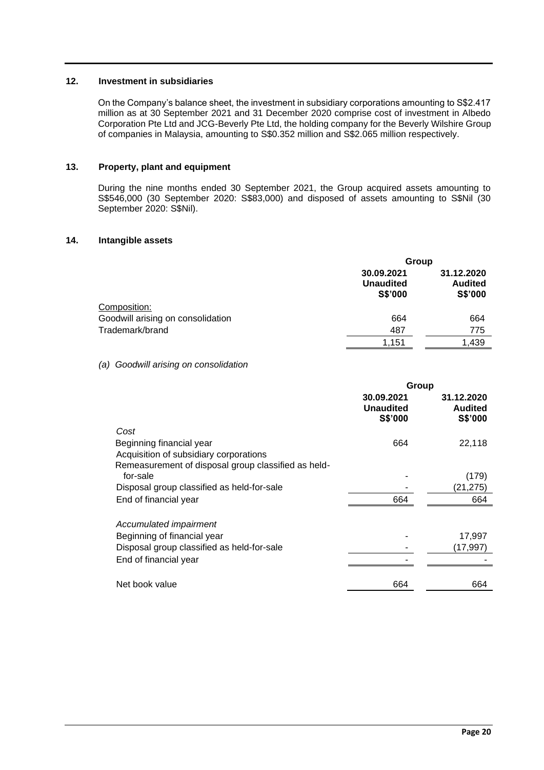## 12. Investment in subsidiaries

On the Company's balance sheet, the investment in subsidiary corporations amounting to S$2.417 million as at 30 September 2021 and 31 December 2020 comprise cost of investment in Albedo Corporation Pte Ltd and JCG-Beverly Pte Ltd, the holding company for the Beverly Wilshire Group of companies in Malaysia, amounting to S$0.352 million and S$2.065 million respectively.

## 13. Property, plant and equipment

During the nine months ended 30 September 2021, the Group acquired assets amounting to S$546,000 (30 September 2020: S$83,000) and disposed of assets amounting to S$Nil (30 September 2020: S$Nil).

## 14. Intangible assets

| | Group | |
|---|---|---|
| | **30.09.2021 Unaudited S$'000** | **31.12.2020 Audited S$'000** |
| Composition: | | |
| Goodwill arising on consolidation | 664 | 664 |
| Trademark/brand | 487 | 775 |
| | 1,151 | 1,439 |

*(a) Goodwill arising on consolidation*

| | Group | |
|---|---|---|
| | **30.09.2021 Unaudited S$'000** | **31.12.2020 Audited S$'000** |
| *Cost* | | |
| Beginning financial year | 664 | 22,118 |
| Acquisition of subsidiary corporations | | |
| Remeasurement of disposal group classified as held-for-sale | - | (179) |
| Disposal group classified as held-for-sale | - | (21,275) |
| End of financial year | 664 | 664 |
| | | |
| *Accumulated impairment* | | |
| Beginning of financial year | - | 17,997 |
| Disposal group classified as held-for-sale | - | (17,997) |
| End of financial year | - | - |
| | | |
| Net book value | 664 | 664 |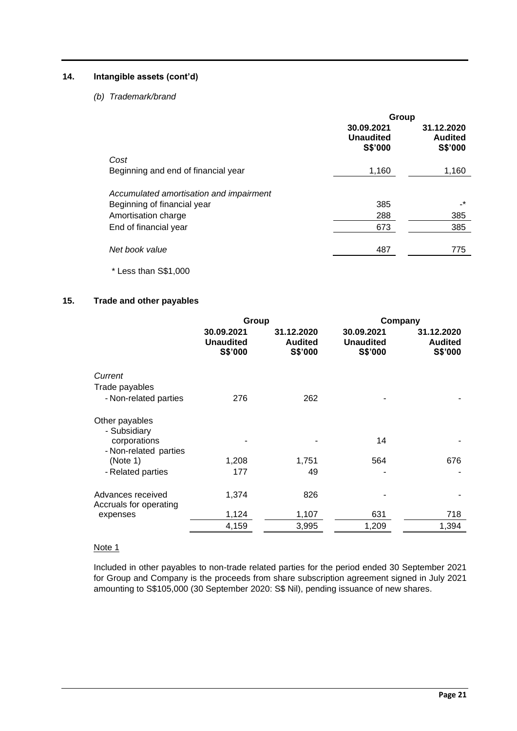## 14. Intangible assets (cont'd)

*(b) Trademark/brand*

| | Group | |
|---|---|---|
| | **30.09.2021 Unaudited S$'000** | **31.12.2020 Audited S$'000** |
| *Cost* | | |
| Beginning and end of financial year | 1,160 | 1,160 |
| | | |
| *Accumulated amortisation and impairment* | | |
| Beginning of financial year | 385 | -* |
| Amortisation charge | 288 | 385 |
| End of financial year | 673 | 385 |
| | | |
| *Net book value* | 487 | 775 |

\* Less than S$1,000

## 15. Trade and other payables

| | Group | | Company | |
|---|---|---|---|---|
| | **30.09.2021 Unaudited S$'000** | **31.12.2020 Audited S$'000** | **30.09.2021 Unaudited S$'000** | **31.12.2020 Audited S$'000** |
| *Current* | | | | |
| Trade payables | | | | |
| - Non-related parties | 276 | 262 | - | - |
| | | | | |
| Other payables | | | | |
| - Subsidiary corporations | - | - | 14 | - |
| - Non-related parties (Note 1) | 1,208 | 1,751 | 564 | 676 |
| - Related parties | 177 | 49 | - | - |
| | | | | |
| Advances received | 1,374 | 826 | - | - |
| Accruals for operating expenses | 1,124 | 1,107 | 631 | 718 |
| | 4,159 | 3,995 | 1,209 | 1,394 |

Note 1

Included in other payables to non-trade related parties for the period ended 30 September 2021 for Group and Company is the proceeds from share subscription agreement signed in July 2021 amounting to S$105,000 (30 September 2020: S$ Nil), pending issuance of new shares.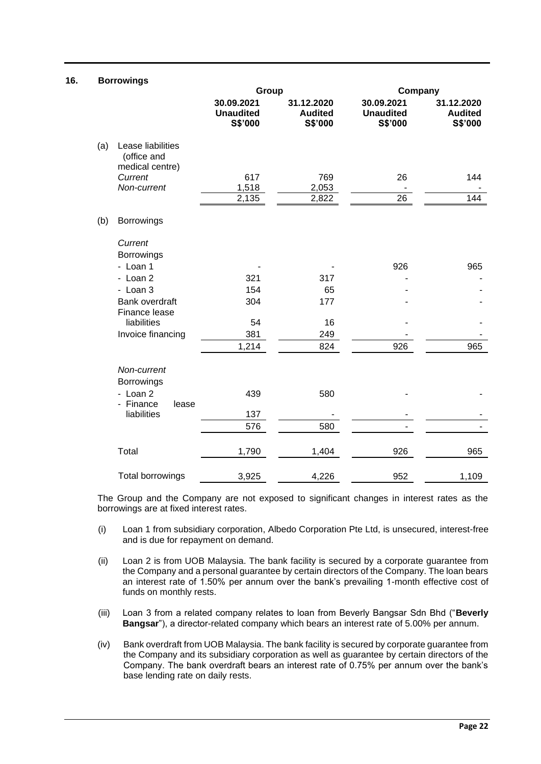## 16. Borrowings

| | Group | | Company | |
|---|---|---|---|---|
| | **30.09.2021 Unaudited S$'000** | **31.12.2020 Audited S$'000** | **30.09.2021 Unaudited S$'000** | **31.12.2020 Audited S$'000** |
| (a) Lease liabilities (office and medical centre) | | | | |
| *Current* | 617 | 769 | 26 | 144 |
| *Non-current* | 1,518 | 2,053 | - | - |
| | 2,135 | 2,822 | 26 | 144 |
| (b) Borrowings | | | | |
| *Current* | | | | |
| Borrowings | | | | |
| - Loan 1 | - | - | 926 | 965 |
| - Loan 2 | 321 | 317 | - | - |
| - Loan 3 | 154 | 65 | - | - |
| Bank overdraft | 304 | 177 | - | - |
| Finance lease liabilities | 54 | 16 | - | - |
| Invoice financing | 381 | 249 | - | - |
| | 1,214 | 824 | 926 | 965 |
| *Non-current* | | | | |
| Borrowings | | | | |
| - Loan 2 | 439 | 580 | - | - |
| - Finance lease liabilities | 137 | - | - | - |
| | 576 | 580 | - | - |
| Total | 1,790 | 1,404 | 926 | 965 |
| Total borrowings | 3,925 | 4,226 | 952 | 1,109 |

The Group and the Company are not exposed to significant changes in interest rates as the borrowings are at fixed interest rates.

(i) Loan 1 from subsidiary corporation, Albedo Corporation Pte Ltd, is unsecured, interest-free and is due for repayment on demand.

(ii) Loan 2 is from UOB Malaysia. The bank facility is secured by a corporate guarantee from the Company and a personal guarantee by certain directors of the Company. The loan bears an interest rate of 1.50% per annum over the bank's prevailing 1-month effective cost of funds on monthly rests.

(iii) Loan 3 from a related company relates to loan from Beverly Bangsar Sdn Bhd ("**Beverly Bangsar**"), a director-related company which bears an interest rate of 5.00% per annum.

(iv) Bank overdraft from UOB Malaysia. The bank facility is secured by corporate guarantee from the Company and its subsidiary corporation as well as guarantee by certain directors of the Company. The bank overdraft bears an interest rate of 0.75% per annum over the bank's base lending rate on daily rests.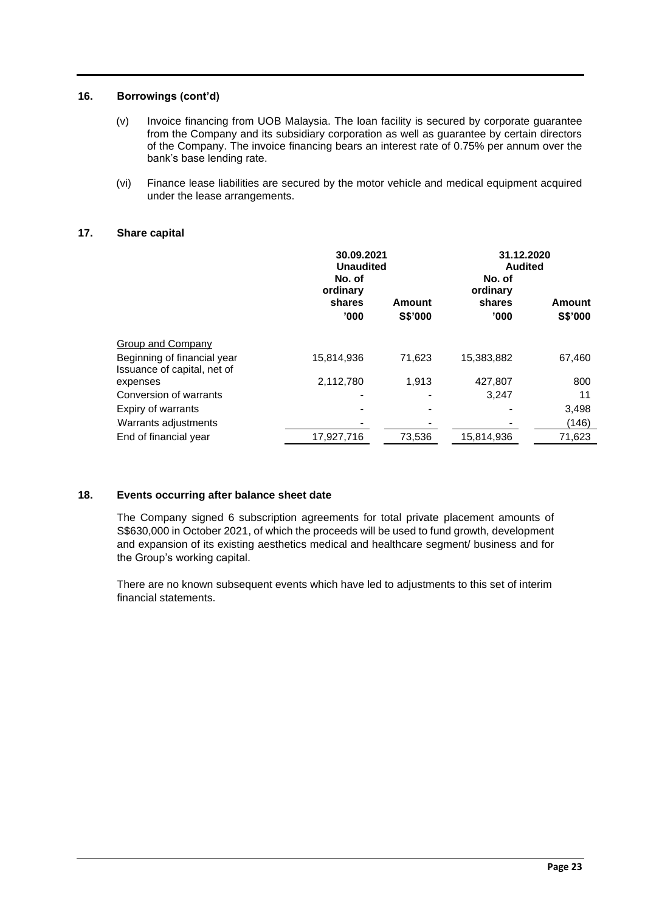## 16. Borrowings (cont'd)

(v) Invoice financing from UOB Malaysia. The loan facility is secured by corporate guarantee from the Company and its subsidiary corporation as well as guarantee by certain directors of the Company. The invoice financing bears an interest rate of 0.75% per annum over the bank's base lending rate.

(vi) Finance lease liabilities are secured by the motor vehicle and medical equipment acquired under the lease arrangements.

## 17. Share capital

| | 30.09.2021 Unaudited | | 31.12.2020 Audited | |
|---|---|---|---|---|
| | No. of ordinary shares '000 | Amount S$'000 | No. of ordinary shares '000 | Amount S$'000 |
| Group and Company | | | | |
| Beginning of financial year | 15,814,936 | 71,623 | 15,383,882 | 67,460 |
| Issuance of capital, net of expenses | 2,112,780 | 1,913 | 427,807 | 800 |
| Conversion of warrants | - | - | 3,247 | 11 |
| Expiry of warrants | - | - | - | 3,498 |
| Warrants adjustments | - | - | - | (146) |
| End of financial year | 17,927,716 | 73,536 | 15,814,936 | 71,623 |

## 18. Events occurring after balance sheet date

The Company signed 6 subscription agreements for total private placement amounts of S$630,000 in October 2021, of which the proceeds will be used to fund growth, development and expansion of its existing aesthetics medical and healthcare segment/ business and for the Group's working capital.

There are no known subsequent events which have led to adjustments to this set of interim financial statements.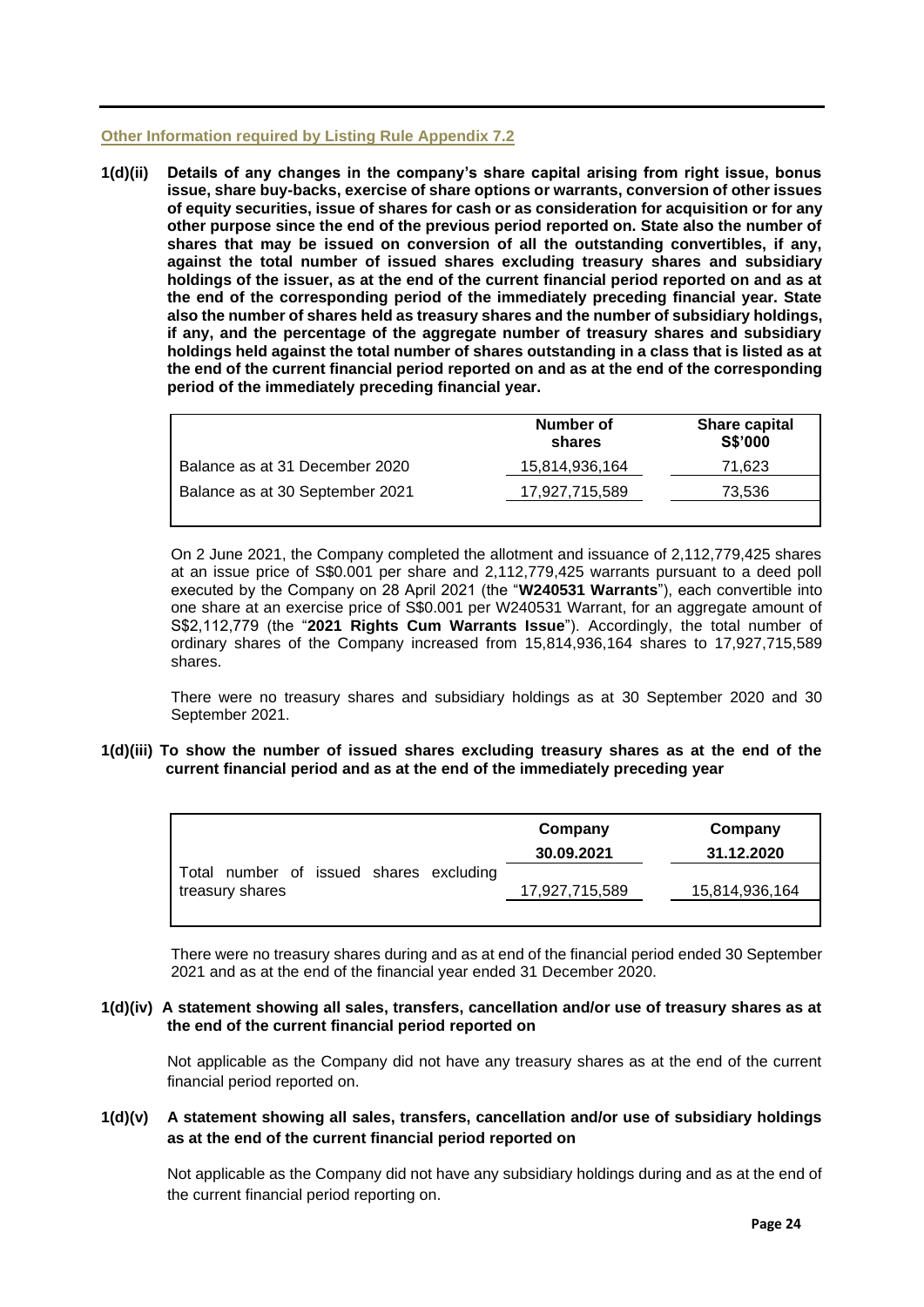**Other Information required by Listing Rule Appendix 7.2**

**1(d)(ii) Details of any changes in the company's share capital arising from right issue, bonus issue, share buy-backs, exercise of share options or warrants, conversion of other issues of equity securities, issue of shares for cash or as consideration for acquisition or for any other purpose since the end of the previous period reported on. State also the number of shares that may be issued on conversion of all the outstanding convertibles, if any, against the total number of issued shares excluding treasury shares and subsidiary holdings of the issuer, as at the end of the current financial period reported on and as at the end of the corresponding period of the immediately preceding financial year. State also the number of shares held as treasury shares and the number of subsidiary holdings, if any, and the percentage of the aggregate number of treasury shares and subsidiary holdings held against the total number of shares outstanding in a class that is listed as at the end of the current financial period reported on and as at the end of the corresponding period of the immediately preceding financial year.**

| | Number of shares | Share capital S$'000 |
|---|---|---|
| Balance as at 31 December 2020 | 15,814,936,164 | 71,623 |
| Balance as at 30 September 2021 | 17,927,715,589 | 73,536 |

On 2 June 2021, the Company completed the allotment and issuance of 2,112,779,425 shares at an issue price of S$0.001 per share and 2,112,779,425 warrants pursuant to a deed poll executed by the Company on 28 April 2021 (the "**W240531 Warrants**"), each convertible into one share at an exercise price of S$0.001 per W240531 Warrant, for an aggregate amount of S$2,112,779 (the "**2021 Rights Cum Warrants Issue**"). Accordingly, the total number of ordinary shares of the Company increased from 15,814,936,164 shares to 17,927,715,589 shares.

There were no treasury shares and subsidiary holdings as at 30 September 2020 and 30 September 2021.

**1(d)(iii) To show the number of issued shares excluding treasury shares as at the end of the current financial period and as at the end of the immediately preceding year**

| | Company 30.09.2021 | Company 31.12.2020 |
|---|---|---|
| Total number of issued shares excluding treasury shares | 17,927,715,589 | 15,814,936,164 |

There were no treasury shares during and as at end of the financial period ended 30 September 2021 and as at the end of the financial year ended 31 December 2020.

**1(d)(iv) A statement showing all sales, transfers, cancellation and/or use of treasury shares as at the end of the current financial period reported on**

Not applicable as the Company did not have any treasury shares as at the end of the current financial period reported on.

**1(d)(v) A statement showing all sales, transfers, cancellation and/or use of subsidiary holdings as at the end of the current financial period reported on**

Not applicable as the Company did not have any subsidiary holdings during and as at the end of the current financial period reporting on.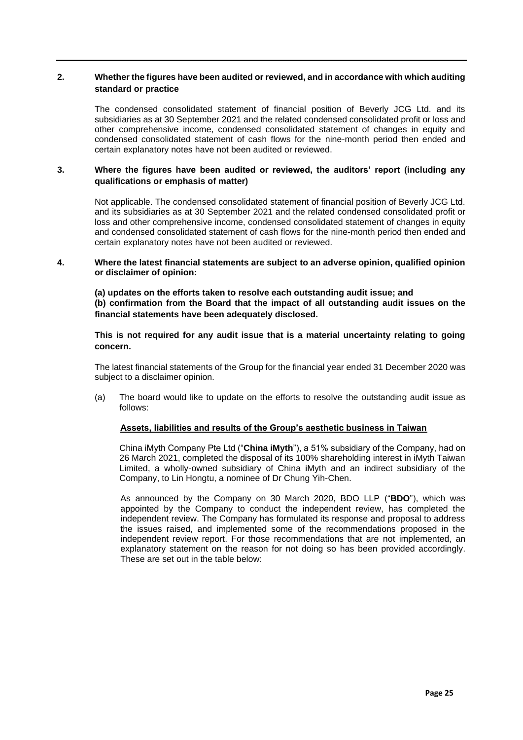## 2. Whether the figures have been audited or reviewed, and in accordance with which auditing standard or practice

The condensed consolidated statement of financial position of Beverly JCG Ltd. and its subsidiaries as at 30 September 2021 and the related condensed consolidated profit or loss and other comprehensive income, condensed consolidated statement of changes in equity and condensed consolidated statement of cash flows for the nine-month period then ended and certain explanatory notes have not been audited or reviewed.

## 3. Where the figures have been audited or reviewed, the auditors' report (including any qualifications or emphasis of matter)

Not applicable. The condensed consolidated statement of financial position of Beverly JCG Ltd. and its subsidiaries as at 30 September 2021 and the related condensed consolidated profit or loss and other comprehensive income, condensed consolidated statement of changes in equity and condensed consolidated statement of cash flows for the nine-month period then ended and certain explanatory notes have not been audited or reviewed.

## 4. Where the latest financial statements are subject to an adverse opinion, qualified opinion or disclaimer of opinion:

**(a) updates on the efforts taken to resolve each outstanding audit issue; and**
**(b) confirmation from the Board that the impact of all outstanding audit issues on the financial statements have been adequately disclosed.**

**This is not required for any audit issue that is a material uncertainty relating to going concern.**

The latest financial statements of the Group for the financial year ended 31 December 2020 was subject to a disclaimer opinion.

(a) The board would like to update on the efforts to resolve the outstanding audit issue as follows:

**Assets, liabilities and results of the Group's aesthetic business in Taiwan**

China iMyth Company Pte Ltd ("**China iMyth**"), a 51% subsidiary of the Company, had on 26 March 2021, completed the disposal of its 100% shareholding interest in iMyth Taiwan Limited, a wholly-owned subsidiary of China iMyth and an indirect subsidiary of the Company, to Lin Hongtu, a nominee of Dr Chung Yih-Chen.

As announced by the Company on 30 March 2020, BDO LLP ("**BDO**"), which was appointed by the Company to conduct the independent review, has completed the independent review. The Company has formulated its response and proposal to address the issues raised, and implemented some of the recommendations proposed in the independent review report. For those recommendations that are not implemented, an explanatory statement on the reason for not doing so has been provided accordingly. These are set out in the table below: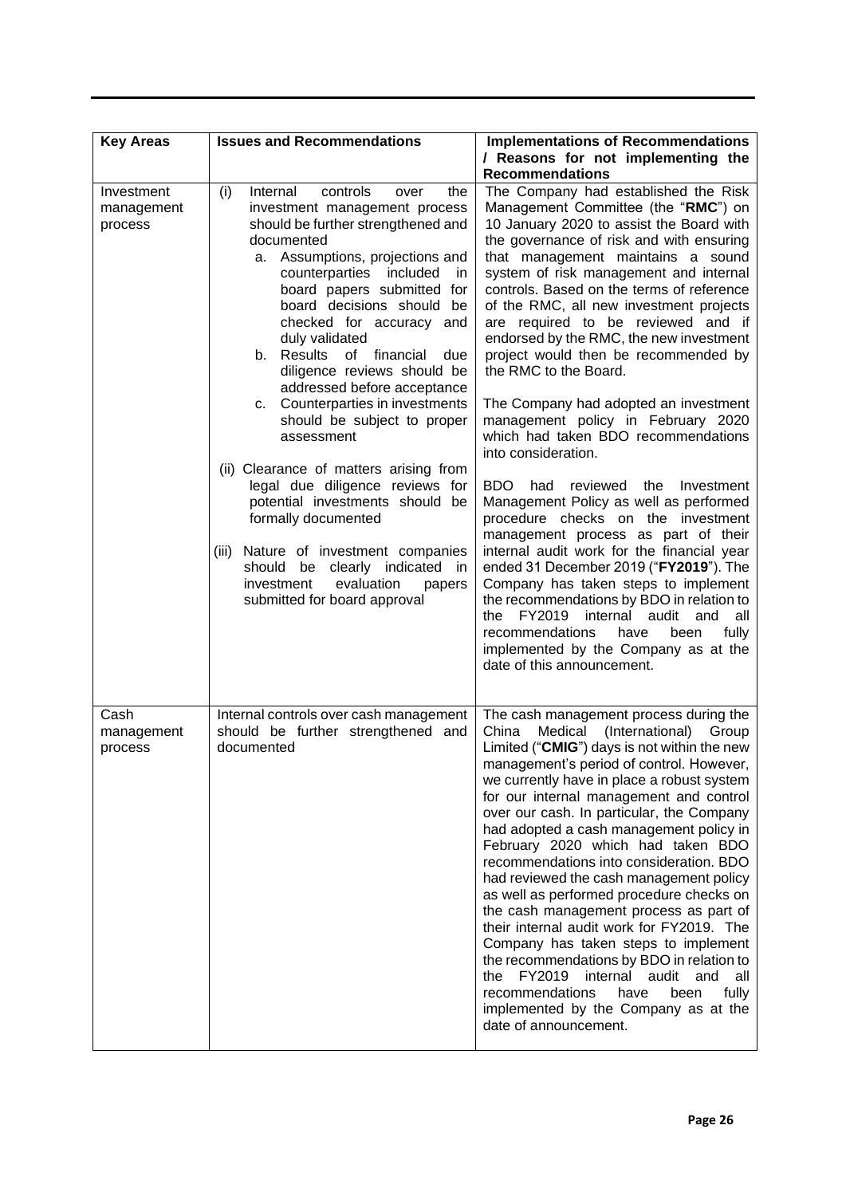| Key Areas | Issues and Recommendations | Implementations of Recommendations / Reasons for not implementing the Recommendations |
|---|---|---|
| Investment management process | (i) Internal controls over the investment management process should be further strengthened and documented<br>a. Assumptions, projections and counterparties included in board papers submitted for board decisions should be checked for accuracy and duly validated<br>b. Results of financial due diligence reviews should be addressed before acceptance<br>c. Counterparties in investments should be subject to proper assessment<br><br>(ii) Clearance of matters arising from legal due diligence reviews for potential investments should be formally documented<br><br>(iii) Nature of investment companies should be clearly indicated in investment evaluation papers submitted for board approval | The Company had established the Risk Management Committee (the "**RMC**") on 10 January 2020 to assist the Board with the governance of risk and with ensuring that management maintains a sound system of risk management and internal controls. Based on the terms of reference of the RMC, all new investment projects are required to be reviewed and if endorsed by the RMC, the new investment project would then be recommended by the RMC to the Board.<br><br>The Company had adopted an investment management policy in February 2020 which had taken BDO recommendations into consideration.<br><br>BDO had reviewed the Investment Management Policy as well as performed procedure checks on the investment management process as part of their internal audit work for the financial year ended 31 December 2019 ("**FY2019**"). The Company has taken steps to implement the recommendations by BDO in relation to the FY2019 internal audit and all recommendations have been fully implemented by the Company as at the date of this announcement. |
| Cash management process | Internal controls over cash management should be further strengthened and documented | The cash management process during the China Medical (International) Group Limited ("**CMIG**") days is not within the new management's period of control. However, we currently have in place a robust system for our internal management and control over our cash. In particular, the Company had adopted a cash management policy in February 2020 which had taken BDO recommendations into consideration. BDO had reviewed the cash management policy as well as performed procedure checks on the cash management process as part of their internal audit work for FY2019. The Company has taken steps to implement the recommendations by BDO in relation to the FY2019 internal audit and all recommendations have been fully implemented by the Company as at the date of announcement. |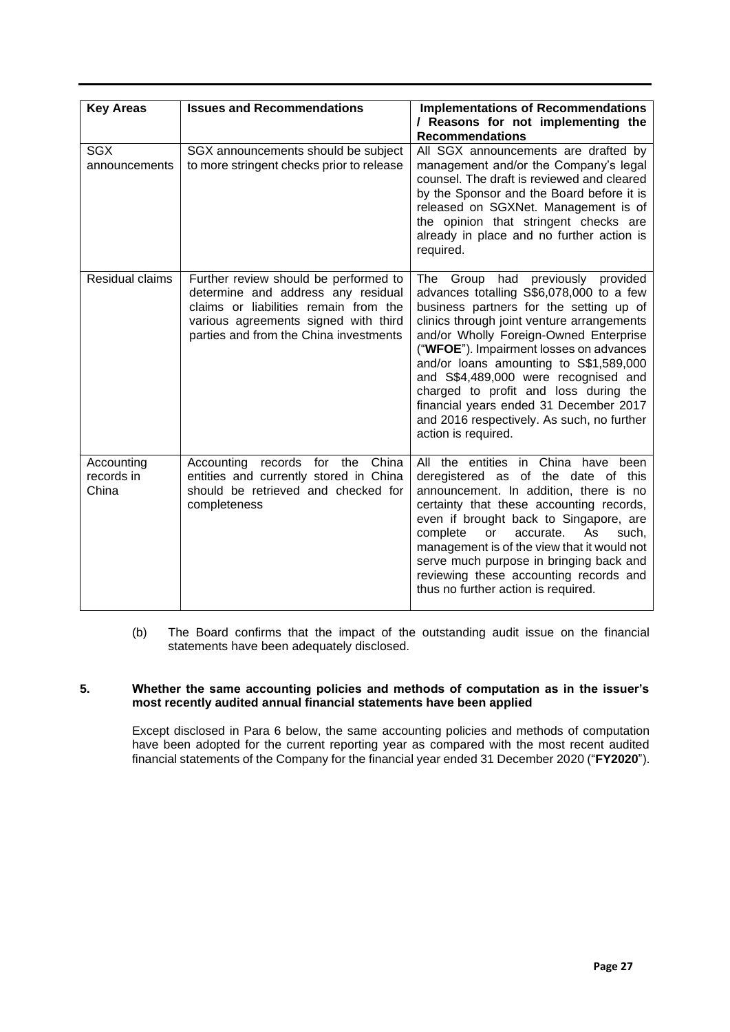| Key Areas | Issues and Recommendations | Implementations of Recommendations / Reasons for not implementing the Recommendations |
|---|---|---|
| SGX announcements | SGX announcements should be subject to more stringent checks prior to release | All SGX announcements are drafted by management and/or the Company's legal counsel. The draft is reviewed and cleared by the Sponsor and the Board before it is released on SGXNet. Management is of the opinion that stringent checks are already in place and no further action is required. |
| Residual claims | Further review should be performed to determine and address any residual claims or liabilities remain from the various agreements signed with third parties and from the China investments | The Group had previously provided advances totalling S$6,078,000 to a few business partners for the setting up of clinics through joint venture arrangements and/or Wholly Foreign-Owned Enterprise ("**WFOE**"). Impairment losses on advances and/or loans amounting to S$1,589,000 and S$4,489,000 were recognised and charged to profit and loss during the financial years ended 31 December 2017 and 2016 respectively. As such, no further action is required. |
| Accounting records in China | Accounting records for the China entities and currently stored in China should be retrieved and checked for completeness | All the entities in China have been deregistered as of the date of this announcement. In addition, there is no certainty that these accounting records, even if brought back to Singapore, are complete or accurate. As such, management is of the view that it would not serve much purpose in bringing back and reviewing these accounting records and thus no further action is required. |

(b) The Board confirms that the impact of the outstanding audit issue on the financial statements have been adequately disclosed.

## 5. Whether the same accounting policies and methods of computation as in the issuer's most recently audited annual financial statements have been applied

Except disclosed in Para 6 below, the same accounting policies and methods of computation have been adopted for the current reporting year as compared with the most recent audited financial statements of the Company for the financial year ended 31 December 2020 ("**FY2020**").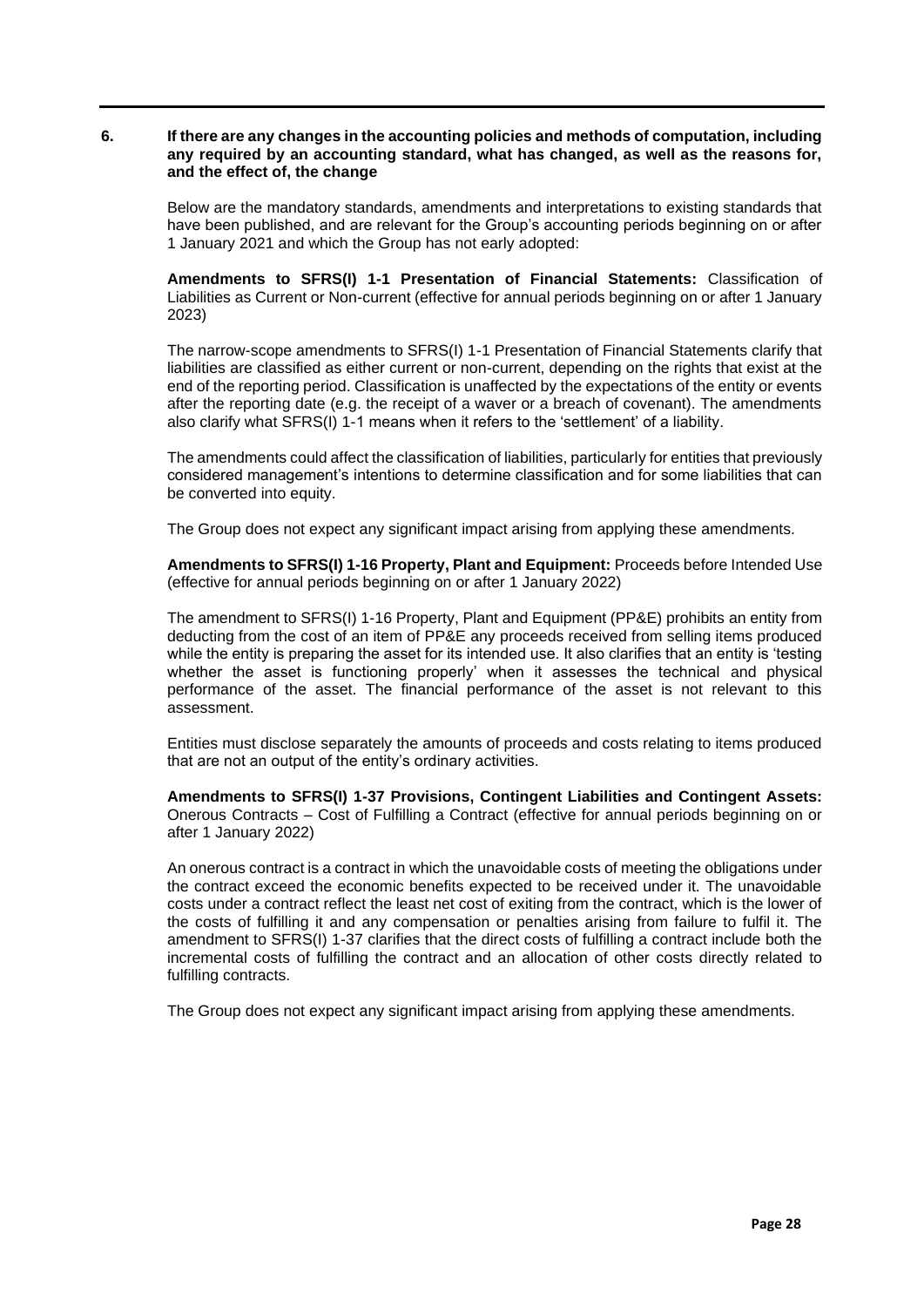**6. If there are any changes in the accounting policies and methods of computation, including any required by an accounting standard, what has changed, as well as the reasons for, and the effect of, the change**

Below are the mandatory standards, amendments and interpretations to existing standards that have been published, and are relevant for the Group's accounting periods beginning on or after 1 January 2021 and which the Group has not early adopted:

**Amendments to SFRS(I) 1-1 Presentation of Financial Statements:** Classification of Liabilities as Current or Non-current (effective for annual periods beginning on or after 1 January 2023)

The narrow-scope amendments to SFRS(I) 1-1 Presentation of Financial Statements clarify that liabilities are classified as either current or non-current, depending on the rights that exist at the end of the reporting period. Classification is unaffected by the expectations of the entity or events after the reporting date (e.g. the receipt of a waver or a breach of covenant). The amendments also clarify what SFRS(I) 1-1 means when it refers to the 'settlement' of a liability.

The amendments could affect the classification of liabilities, particularly for entities that previously considered management's intentions to determine classification and for some liabilities that can be converted into equity.

The Group does not expect any significant impact arising from applying these amendments.

**Amendments to SFRS(I) 1-16 Property, Plant and Equipment:** Proceeds before Intended Use (effective for annual periods beginning on or after 1 January 2022)

The amendment to SFRS(I) 1-16 Property, Plant and Equipment (PP&E) prohibits an entity from deducting from the cost of an item of PP&E any proceeds received from selling items produced while the entity is preparing the asset for its intended use. It also clarifies that an entity is 'testing whether the asset is functioning properly' when it assesses the technical and physical performance of the asset. The financial performance of the asset is not relevant to this assessment.

Entities must disclose separately the amounts of proceeds and costs relating to items produced that are not an output of the entity's ordinary activities.

**Amendments to SFRS(I) 1-37 Provisions, Contingent Liabilities and Contingent Assets:** Onerous Contracts – Cost of Fulfilling a Contract (effective for annual periods beginning on or after 1 January 2022)

An onerous contract is a contract in which the unavoidable costs of meeting the obligations under the contract exceed the economic benefits expected to be received under it. The unavoidable costs under a contract reflect the least net cost of exiting from the contract, which is the lower of the costs of fulfilling it and any compensation or penalties arising from failure to fulfil it. The amendment to SFRS(I) 1-37 clarifies that the direct costs of fulfilling a contract include both the incremental costs of fulfilling the contract and an allocation of other costs directly related to fulfilling contracts.

The Group does not expect any significant impact arising from applying these amendments.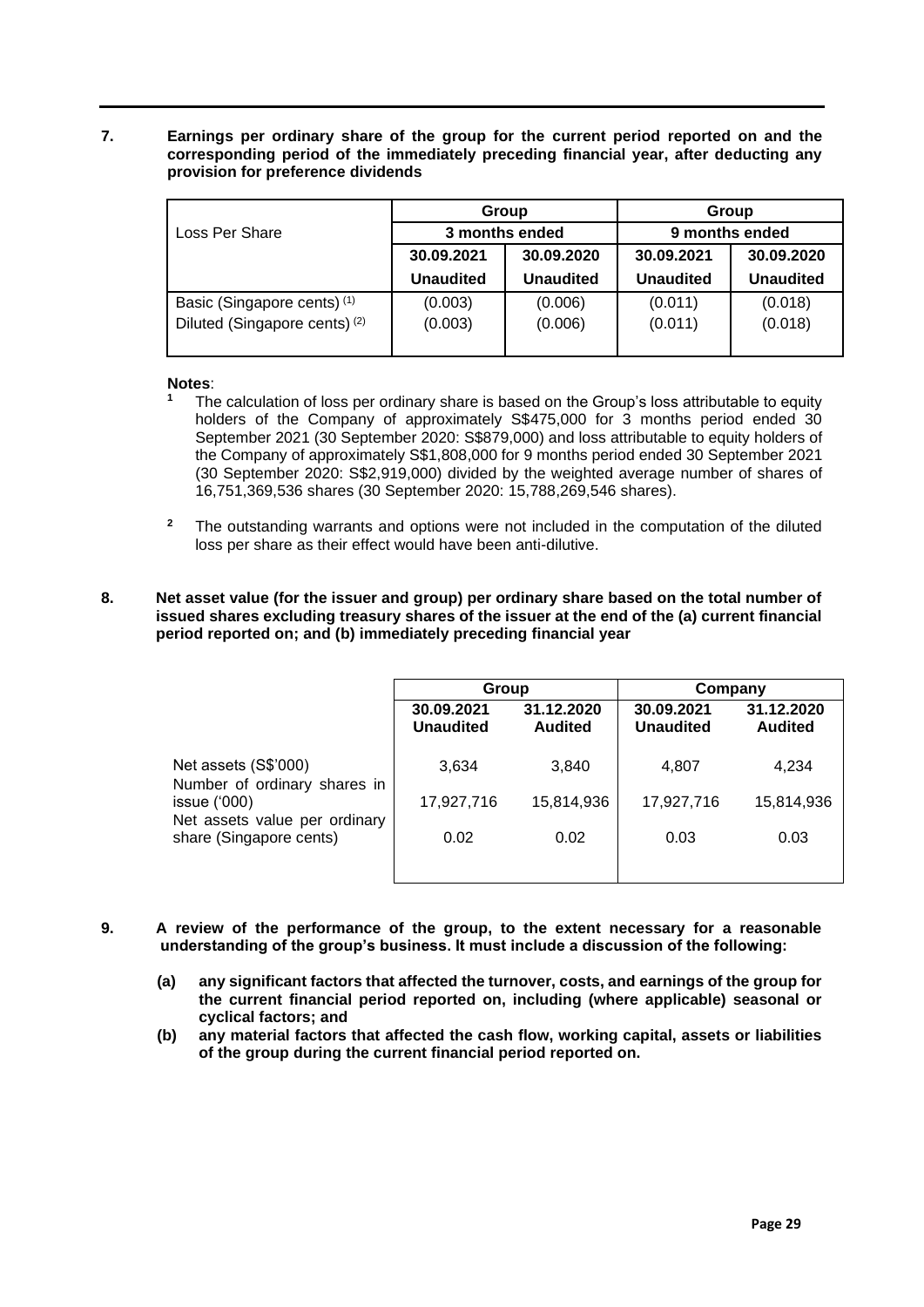**7. Earnings per ordinary share of the group for the current period reported on and the corresponding period of the immediately preceding financial year, after deducting any provision for preference dividends**

| Loss Per Share | Group | | Group | |
|---|---|---|---|---|
| | 3 months ended | | 9 months ended | |
| | 30.09.2021 | 30.09.2020 | 30.09.2021 | 30.09.2020 |
| | Unaudited | Unaudited | Unaudited | Unaudited |
| Basic (Singapore cents) (1) | (0.003) | (0.006) | (0.011) | (0.018) |
| Diluted (Singapore cents) (2) | (0.003) | (0.006) | (0.011) | (0.018) |

**Notes**:

[1] The calculation of loss per ordinary share is based on the Group's loss attributable to equity holders of the Company of approximately S$475,000 for 3 months period ended 30 September 2021 (30 September 2020: S$879,000) and loss attributable to equity holders of the Company of approximately S$1,808,000 for 9 months period ended 30 September 2021 (30 September 2020: S$2,919,000) divided by the weighted average number of shares of 16,751,369,536 shares (30 September 2020: 15,788,269,546 shares).

[2] The outstanding warrants and options were not included in the computation of the diluted loss per share as their effect would have been anti-dilutive.

**8. Net asset value (for the issuer and group) per ordinary share based on the total number of issued shares excluding treasury shares of the issuer at the end of the (a) current financial period reported on; and (b) immediately preceding financial year**

| | Group | | Company | |
|---|---|---|---|---|
| | 30.09.2021 Unaudited | 31.12.2020 Audited | 30.09.2021 Unaudited | 31.12.2020 Audited |
| Net assets (S$'000) | 3,634 | 3,840 | 4,807 | 4,234 |
| Number of ordinary shares in issue ('000) | 17,927,716 | 15,814,936 | 17,927,716 | 15,814,936 |
| Net assets value per ordinary share (Singapore cents) | 0.02 | 0.02 | 0.03 | 0.03 |

**9. A review of the performance of the group, to the extent necessary for a reasonable understanding of the group's business. It must include a discussion of the following:**

**(a) any significant factors that affected the turnover, costs, and earnings of the group for the current financial period reported on, including (where applicable) seasonal or cyclical factors; and**

**(b) any material factors that affected the cash flow, working capital, assets or liabilities of the group during the current financial period reported on.**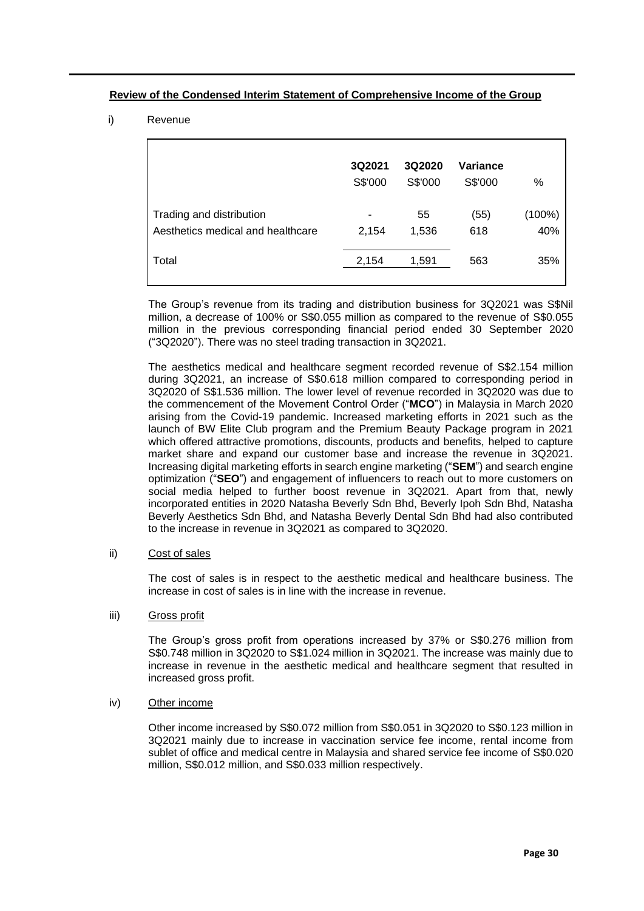**Review of the Condensed Interim Statement of Comprehensive Income of the Group**

i) Revenue

| | 3Q2021 | 3Q2020 | Variance | |
|---|---|---|---|---|
| | S$'000 | S$'000 | S$'000 | % |
| Trading and distribution | - | 55 | (55) | (100%) |
| Aesthetics medical and healthcare | 2,154 | 1,536 | 618 | 40% |
| Total | 2,154 | 1,591 | 563 | 35% |

The Group's revenue from its trading and distribution business for 3Q2021 was S$Nil million, a decrease of 100% or S$0.055 million as compared to the revenue of S$0.055 million in the previous corresponding financial period ended 30 September 2020 ("3Q2020"). There was no steel trading transaction in 3Q2021.

The aesthetics medical and healthcare segment recorded revenue of S$2.154 million during 3Q2021, an increase of S$0.618 million compared to corresponding period in 3Q2020 of S$1.536 million. The lower level of revenue recorded in 3Q2020 was due to the commencement of the Movement Control Order ("**MCO**") in Malaysia in March 2020 arising from the Covid-19 pandemic. Increased marketing efforts in 2021 such as the launch of BW Elite Club program and the Premium Beauty Package program in 2021 which offered attractive promotions, discounts, products and benefits, helped to capture market share and expand our customer base and increase the revenue in 3Q2021. Increasing digital marketing efforts in search engine marketing ("**SEM**") and search engine optimization ("**SEO**") and engagement of influencers to reach out to more customers on social media helped to further boost revenue in 3Q2021. Apart from that, newly incorporated entities in 2020 Natasha Beverly Sdn Bhd, Beverly Ipoh Sdn Bhd, Natasha Beverly Aesthetics Sdn Bhd, and Natasha Beverly Dental Sdn Bhd had also contributed to the increase in revenue in 3Q2021 as compared to 3Q2020.

ii) Cost of sales

The cost of sales is in respect to the aesthetic medical and healthcare business. The increase in cost of sales is in line with the increase in revenue.

iii) Gross profit

The Group's gross profit from operations increased by 37% or S$0.276 million from S$0.748 million in 3Q2020 to S$1.024 million in 3Q2021. The increase was mainly due to increase in revenue in the aesthetic medical and healthcare segment that resulted in increased gross profit.

iv) Other income

Other income increased by S$0.072 million from S$0.051 in 3Q2020 to S$0.123 million in 3Q2021 mainly due to increase in vaccination service fee income, rental income from sublet of office and medical centre in Malaysia and shared service fee income of S$0.020 million, S$0.012 million, and S$0.033 million respectively.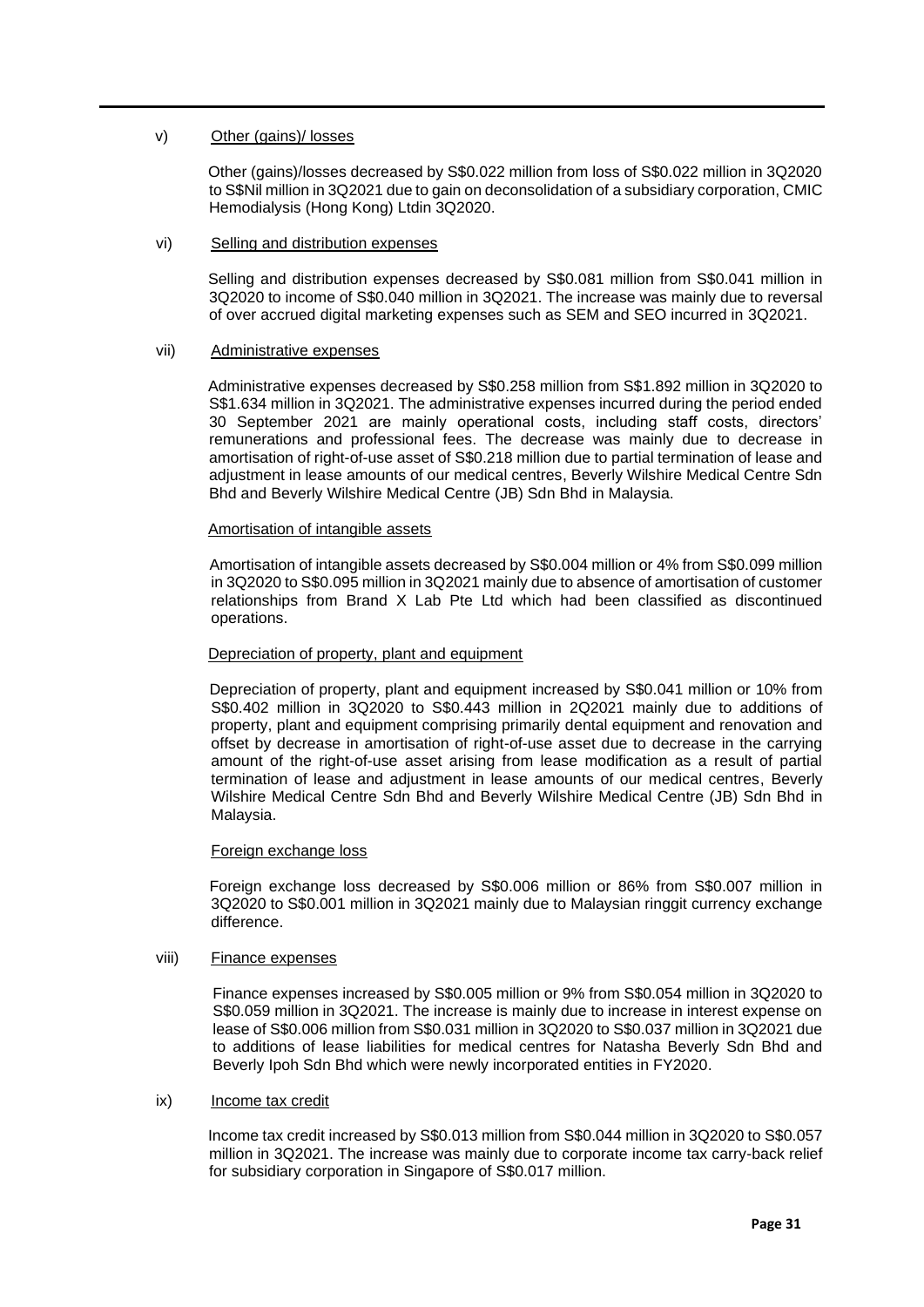v) Other (gains)/ losses

Other (gains)/losses decreased by S$0.022 million from loss of S$0.022 million in 3Q2020 to S$Nil million in 3Q2021 due to gain on deconsolidation of a subsidiary corporation, CMIC Hemodialysis (Hong Kong) Ltdin 3Q2020.

vi) Selling and distribution expenses

Selling and distribution expenses decreased by S$0.081 million from S$0.041 million in 3Q2020 to income of S$0.040 million in 3Q2021. The increase was mainly due to reversal of over accrued digital marketing expenses such as SEM and SEO incurred in 3Q2021.

vii) Administrative expenses

Administrative expenses decreased by S$0.258 million from S$1.892 million in 3Q2020 to S$1.634 million in 3Q2021. The administrative expenses incurred during the period ended 30 September 2021 are mainly operational costs, including staff costs, directors' remunerations and professional fees. The decrease was mainly due to decrease in amortisation of right-of-use asset of S$0.218 million due to partial termination of lease and adjustment in lease amounts of our medical centres, Beverly Wilshire Medical Centre Sdn Bhd and Beverly Wilshire Medical Centre (JB) Sdn Bhd in Malaysia.

Amortisation of intangible assets

Amortisation of intangible assets decreased by S$0.004 million or 4% from S$0.099 million in 3Q2020 to S$0.095 million in 3Q2021 mainly due to absence of amortisation of customer relationships from Brand X Lab Pte Ltd which had been classified as discontinued operations.

Depreciation of property, plant and equipment

Depreciation of property, plant and equipment increased by S$0.041 million or 10% from S$0.402 million in 3Q2020 to S$0.443 million in 2Q2021 mainly due to additions of property, plant and equipment comprising primarily dental equipment and renovation and offset by decrease in amortisation of right-of-use asset due to decrease in the carrying amount of the right-of-use asset arising from lease modification as a result of partial termination of lease and adjustment in lease amounts of our medical centres, Beverly Wilshire Medical Centre Sdn Bhd and Beverly Wilshire Medical Centre (JB) Sdn Bhd in Malaysia.

Foreign exchange loss

Foreign exchange loss decreased by S$0.006 million or 86% from S$0.007 million in 3Q2020 to S$0.001 million in 3Q2021 mainly due to Malaysian ringgit currency exchange difference.

viii) Finance expenses

Finance expenses increased by S$0.005 million or 9% from S$0.054 million in 3Q2020 to S$0.059 million in 3Q2021. The increase is mainly due to increase in interest expense on lease of S$0.006 million from S$0.031 million in 3Q2020 to S$0.037 million in 3Q2021 due to additions of lease liabilities for medical centres for Natasha Beverly Sdn Bhd and Beverly Ipoh Sdn Bhd which were newly incorporated entities in FY2020.

ix) Income tax credit

Income tax credit increased by S$0.013 million from S$0.044 million in 3Q2020 to S$0.057 million in 3Q2021. The increase was mainly due to corporate income tax carry-back relief for subsidiary corporation in Singapore of S$0.017 million.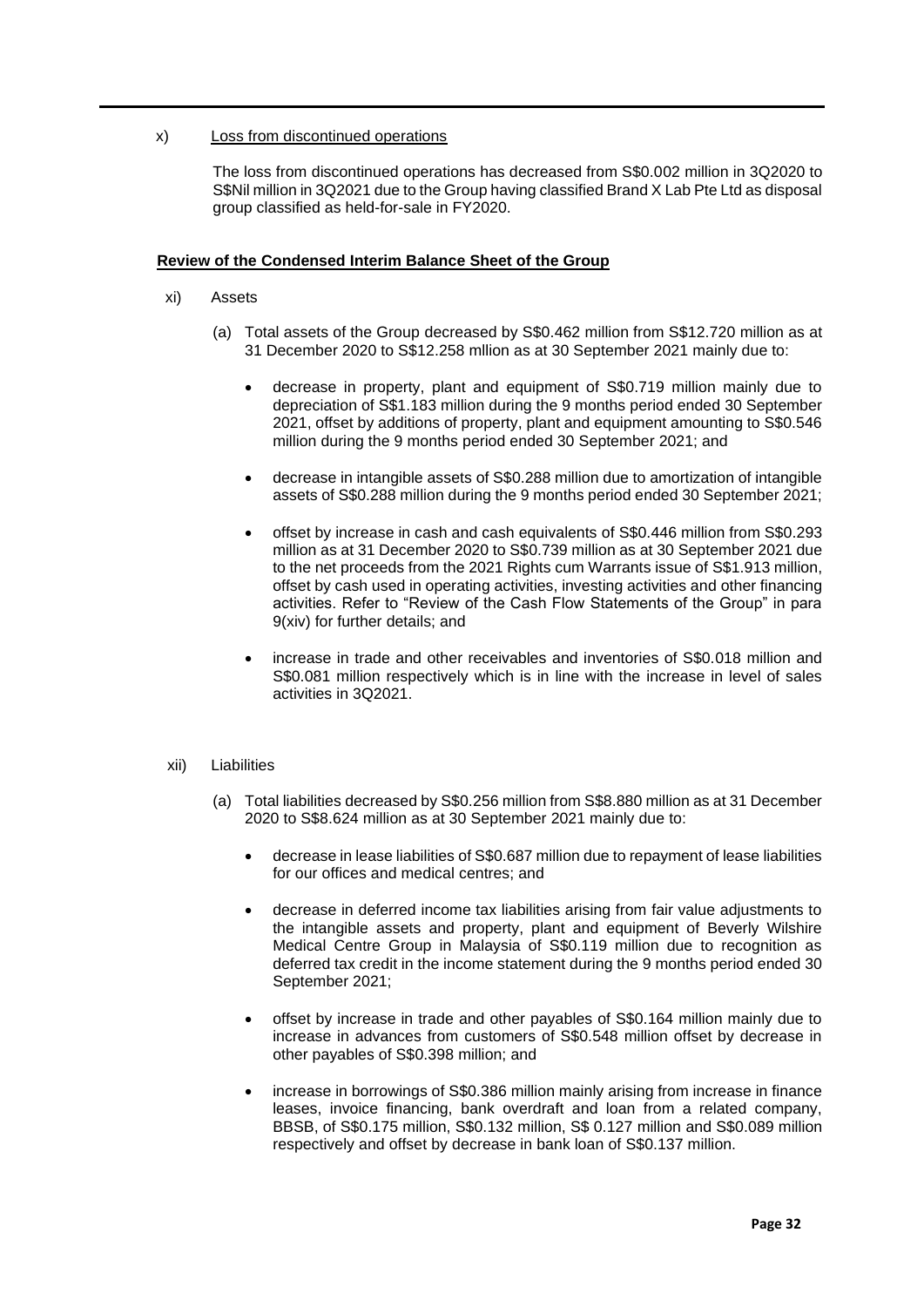x) Loss from discontinued operations

The loss from discontinued operations has decreased from S$0.002 million in 3Q2020 to S$Nil million in 3Q2021 due to the Group having classified Brand X Lab Pte Ltd as disposal group classified as held-for-sale in FY2020.

**Review of the Condensed Interim Balance Sheet of the Group**

xi) Assets

(a) Total assets of the Group decreased by S$0.462 million from S$12.720 million as at 31 December 2020 to S$12.258 mllion as at 30 September 2021 mainly due to:

- decrease in property, plant and equipment of S$0.719 million mainly due to depreciation of S$1.183 million during the 9 months period ended 30 September 2021, offset by additions of property, plant and equipment amounting to S$0.546 million during the 9 months period ended 30 September 2021; and

- decrease in intangible assets of S$0.288 million due to amortization of intangible assets of S$0.288 million during the 9 months period ended 30 September 2021;

- offset by increase in cash and cash equivalents of S$0.446 million from S$0.293 million as at 31 December 2020 to S$0.739 million as at 30 September 2021 due to the net proceeds from the 2021 Rights cum Warrants issue of S$1.913 million, offset by cash used in operating activities, investing activities and other financing activities. Refer to "Review of the Cash Flow Statements of the Group" in para 9(xiv) for further details; and

- increase in trade and other receivables and inventories of S$0.018 million and S$0.081 million respectively which is in line with the increase in level of sales activities in 3Q2021.

xii) Liabilities

(a) Total liabilities decreased by S$0.256 million from S$8.880 million as at 31 December 2020 to S$8.624 million as at 30 September 2021 mainly due to:

- decrease in lease liabilities of S$0.687 million due to repayment of lease liabilities for our offices and medical centres; and

- decrease in deferred income tax liabilities arising from fair value adjustments to the intangible assets and property, plant and equipment of Beverly Wilshire Medical Centre Group in Malaysia of S$0.119 million due to recognition as deferred tax credit in the income statement during the 9 months period ended 30 September 2021;

- offset by increase in trade and other payables of S$0.164 million mainly due to increase in advances from customers of S$0.548 million offset by decrease in other payables of S$0.398 million; and

- increase in borrowings of S$0.386 million mainly arising from increase in finance leases, invoice financing, bank overdraft and loan from a related company, BBSB, of S$0.175 million, S$0.132 million, S$ 0.127 million and S$0.089 million respectively and offset by decrease in bank loan of S$0.137 million.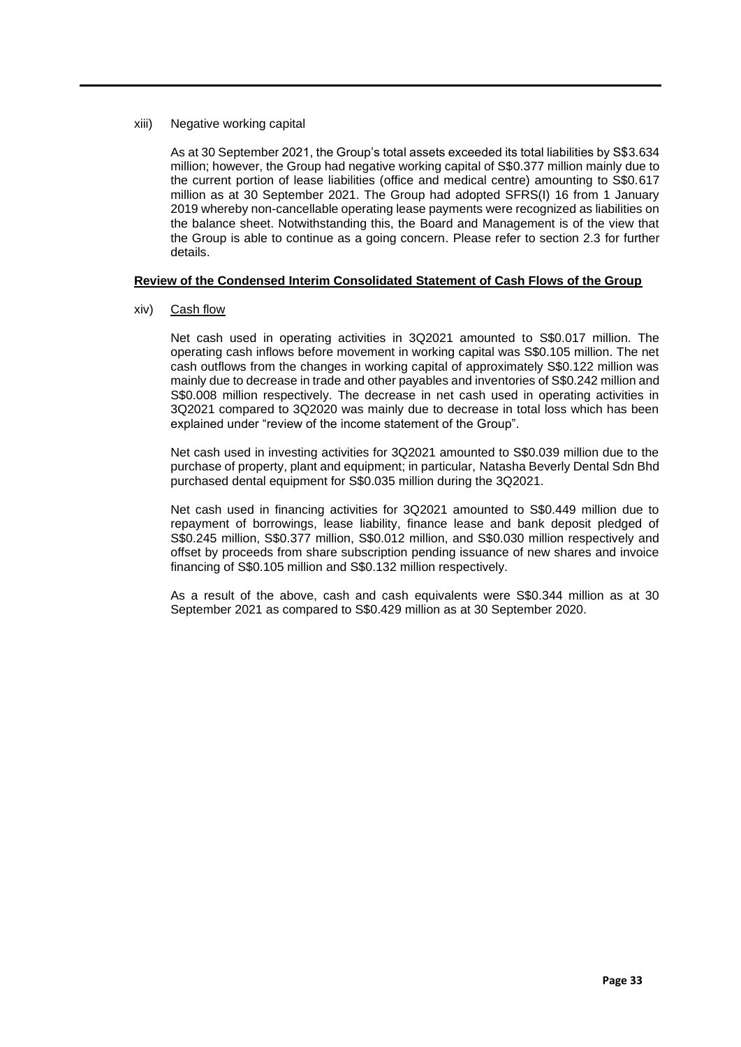xiii) Negative working capital

As at 30 September 2021, the Group's total assets exceeded its total liabilities by S$3.634 million; however, the Group had negative working capital of S$0.377 million mainly due to the current portion of lease liabilities (office and medical centre) amounting to S$0.617 million as at 30 September 2021. The Group had adopted SFRS(I) 16 from 1 January 2019 whereby non-cancellable operating lease payments were recognized as liabilities on the balance sheet. Notwithstanding this, the Board and Management is of the view that the Group is able to continue as a going concern. Please refer to section 2.3 for further details.

**Review of the Condensed Interim Consolidated Statement of Cash Flows of the Group**

xiv) Cash flow

Net cash used in operating activities in 3Q2021 amounted to S$0.017 million. The operating cash inflows before movement in working capital was S$0.105 million. The net cash outflows from the changes in working capital of approximately S$0.122 million was mainly due to decrease in trade and other payables and inventories of S$0.242 million and S$0.008 million respectively. The decrease in net cash used in operating activities in 3Q2021 compared to 3Q2020 was mainly due to decrease in total loss which has been explained under "review of the income statement of the Group".

Net cash used in investing activities for 3Q2021 amounted to S$0.039 million due to the purchase of property, plant and equipment; in particular, Natasha Beverly Dental Sdn Bhd purchased dental equipment for S$0.035 million during the 3Q2021.

Net cash used in financing activities for 3Q2021 amounted to S$0.449 million due to repayment of borrowings, lease liability, finance lease and bank deposit pledged of S$0.245 million, S$0.377 million, S$0.012 million, and S$0.030 million respectively and offset by proceeds from share subscription pending issuance of new shares and invoice financing of S$0.105 million and S$0.132 million respectively.

As a result of the above, cash and cash equivalents were S$0.344 million as at 30 September 2021 as compared to S$0.429 million as at 30 September 2020.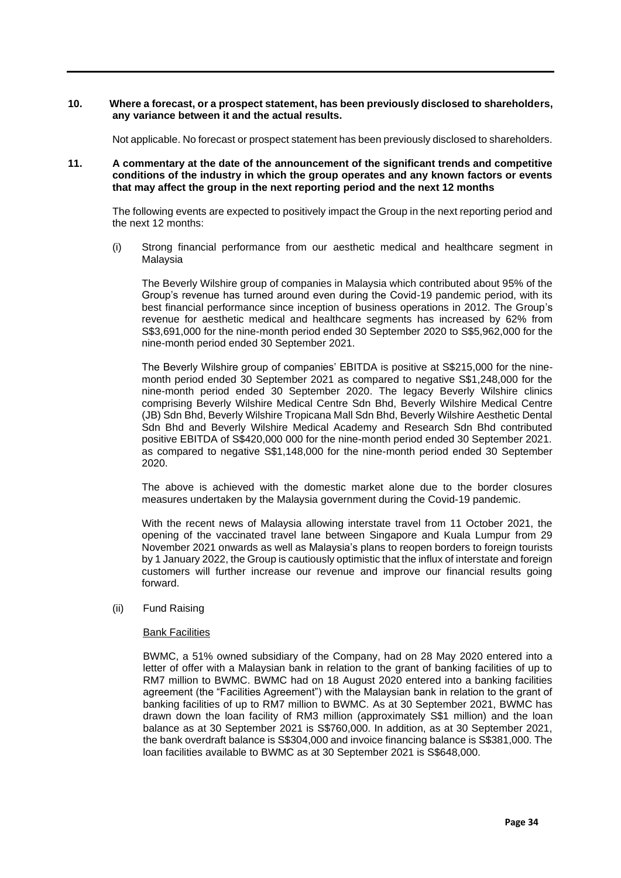**10. Where a forecast, or a prospect statement, has been previously disclosed to shareholders, any variance between it and the actual results.**

Not applicable. No forecast or prospect statement has been previously disclosed to shareholders.

**11. A commentary at the date of the announcement of the significant trends and competitive conditions of the industry in which the group operates and any known factors or events that may affect the group in the next reporting period and the next 12 months**

The following events are expected to positively impact the Group in the next reporting period and the next 12 months:

(i) Strong financial performance from our aesthetic medical and healthcare segment in Malaysia

The Beverly Wilshire group of companies in Malaysia which contributed about 95% of the Group's revenue has turned around even during the Covid-19 pandemic period, with its best financial performance since inception of business operations in 2012. The Group's revenue for aesthetic medical and healthcare segments has increased by 62% from S$3,691,000 for the nine-month period ended 30 September 2020 to S$5,962,000 for the nine-month period ended 30 September 2021.

The Beverly Wilshire group of companies' EBITDA is positive at S$215,000 for the nine-month period ended 30 September 2021 as compared to negative S$1,248,000 for the nine-month period ended 30 September 2020. The legacy Beverly Wilshire clinics comprising Beverly Wilshire Medical Centre Sdn Bhd, Beverly Wilshire Medical Centre (JB) Sdn Bhd, Beverly Wilshire Tropicana Mall Sdn Bhd, Beverly Wilshire Aesthetic Dental Sdn Bhd and Beverly Wilshire Medical Academy and Research Sdn Bhd contributed positive EBITDA of S$420,000 000 for the nine-month period ended 30 September 2021. as compared to negative S$1,148,000 for the nine-month period ended 30 September 2020.

The above is achieved with the domestic market alone due to the border closures measures undertaken by the Malaysia government during the Covid-19 pandemic.

With the recent news of Malaysia allowing interstate travel from 11 October 2021, the opening of the vaccinated travel lane between Singapore and Kuala Lumpur from 29 November 2021 onwards as well as Malaysia's plans to reopen borders to foreign tourists by 1 January 2022, the Group is cautiously optimistic that the influx of interstate and foreign customers will further increase our revenue and improve our financial results going forward.

(ii) Fund Raising

Bank Facilities

BWMC, a 51% owned subsidiary of the Company, had on 28 May 2020 entered into a letter of offer with a Malaysian bank in relation to the grant of banking facilities of up to RM7 million to BWMC. BWMC had on 18 August 2020 entered into a banking facilities agreement (the "Facilities Agreement") with the Malaysian bank in relation to the grant of banking facilities of up to RM7 million to BWMC. As at 30 September 2021, BWMC has drawn down the loan facility of RM3 million (approximately S$1 million) and the loan balance as at 30 September 2021 is S$760,000. In addition, as at 30 September 2021, the bank overdraft balance is S$304,000 and invoice financing balance is S$381,000. The loan facilities available to BWMC as at 30 September 2021 is S$648,000.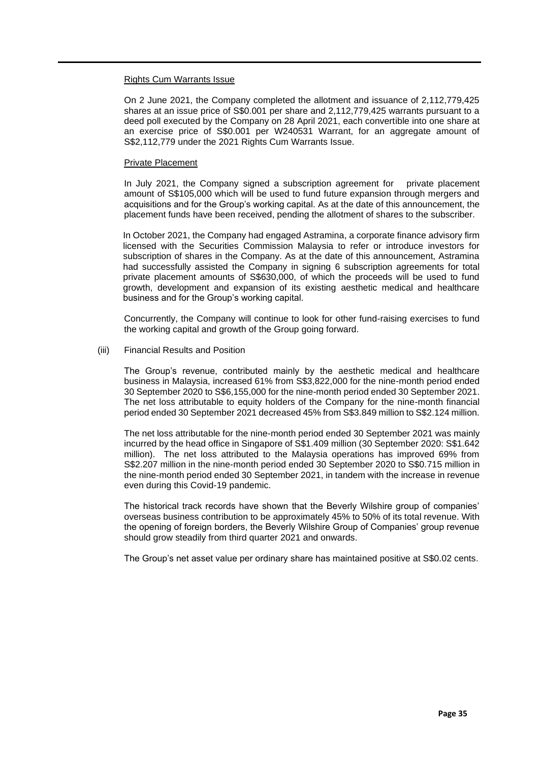Rights Cum Warrants Issue

On 2 June 2021, the Company completed the allotment and issuance of 2,112,779,425 shares at an issue price of S$0.001 per share and 2,112,779,425 warrants pursuant to a deed poll executed by the Company on 28 April 2021, each convertible into one share at an exercise price of S$0.001 per W240531 Warrant, for an aggregate amount of S$2,112,779 under the 2021 Rights Cum Warrants Issue.

Private Placement

In July 2021, the Company signed a subscription agreement for private placement amount of S$105,000 which will be used to fund future expansion through mergers and acquisitions and for the Group's working capital. As at the date of this announcement, the placement funds have been received, pending the allotment of shares to the subscriber.

In October 2021, the Company had engaged Astramina, a corporate finance advisory firm licensed with the Securities Commission Malaysia to refer or introduce investors for subscription of shares in the Company. As at the date of this announcement, Astramina had successfully assisted the Company in signing 6 subscription agreements for total private placement amounts of S$630,000, of which the proceeds will be used to fund growth, development and expansion of its existing aesthetic medical and healthcare business and for the Group's working capital.

Concurrently, the Company will continue to look for other fund-raising exercises to fund the working capital and growth of the Group going forward.

(iii) Financial Results and Position

The Group's revenue, contributed mainly by the aesthetic medical and healthcare business in Malaysia, increased 61% from S$3,822,000 for the nine-month period ended 30 September 2020 to S$6,155,000 for the nine-month period ended 30 September 2021. The net loss attributable to equity holders of the Company for the nine-month financial period ended 30 September 2021 decreased 45% from S$3.849 million to S$2.124 million.

The net loss attributable for the nine-month period ended 30 September 2021 was mainly incurred by the head office in Singapore of S$1.409 million (30 September 2020: S$1.642 million). The net loss attributed to the Malaysia operations has improved 69% from S$2.207 million in the nine-month period ended 30 September 2020 to S$0.715 million in the nine-month period ended 30 September 2021, in tandem with the increase in revenue even during this Covid-19 pandemic.

The historical track records have shown that the Beverly Wilshire group of companies' overseas business contribution to be approximately 45% to 50% of its total revenue. With the opening of foreign borders, the Beverly Wilshire Group of Companies' group revenue should grow steadily from third quarter 2021 and onwards.

The Group's net asset value per ordinary share has maintained positive at S$0.02 cents.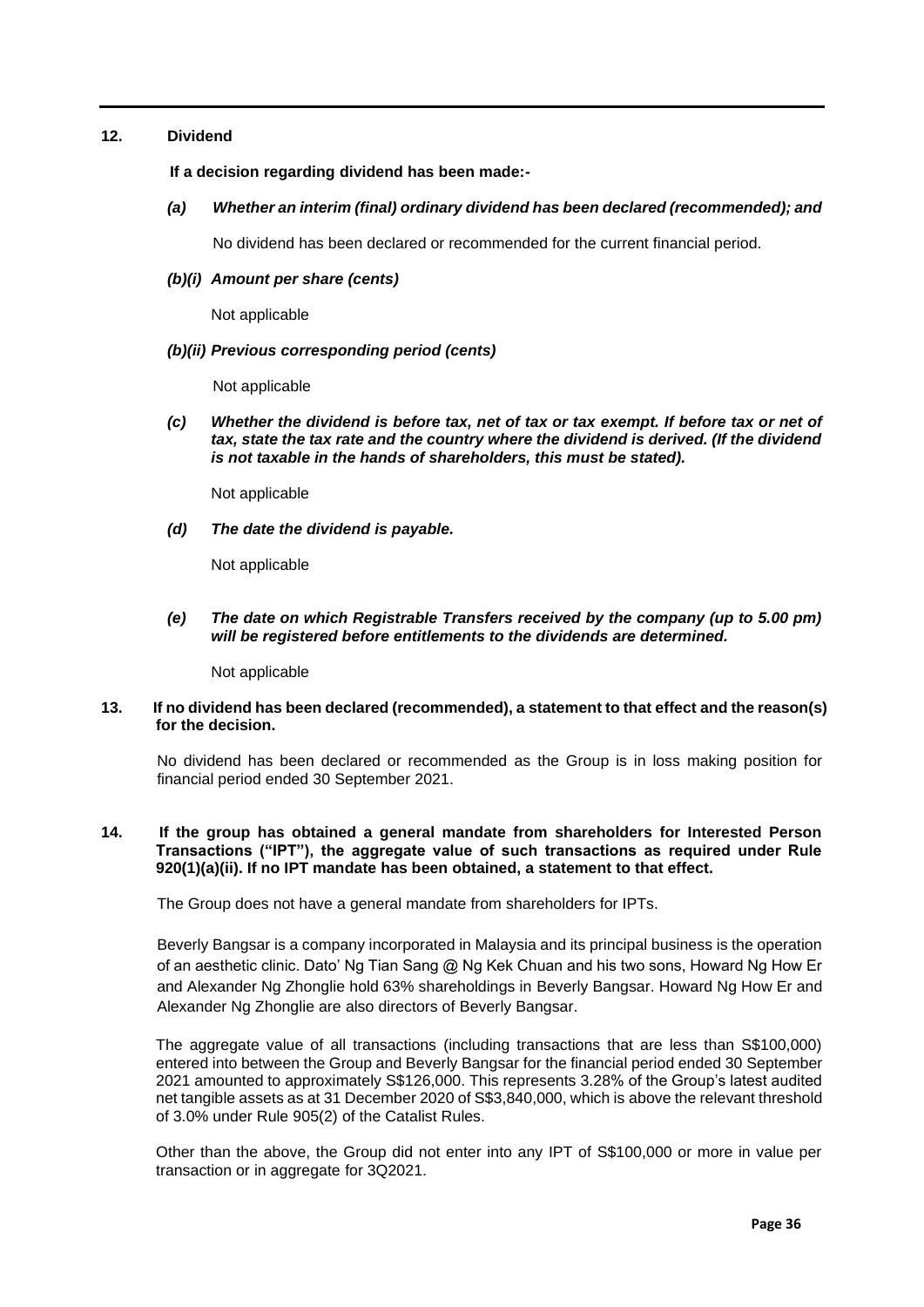## 12. Dividend

**If a decision regarding dividend has been made:-**

***(a) Whether an interim (final) ordinary dividend has been declared (recommended); and***

No dividend has been declared or recommended for the current financial period.

***(b)(i) Amount per share (cents)***

Not applicable

***(b)(ii) Previous corresponding period (cents)***

Not applicable

***(c) Whether the dividend is before tax, net of tax or tax exempt. If before tax or net of tax, state the tax rate and the country where the dividend is derived. (If the dividend is not taxable in the hands of shareholders, this must be stated).***

Not applicable

***(d) The date the dividend is payable.***

Not applicable

***(e) The date on which Registrable Transfers received by the company (up to 5.00 pm) will be registered before entitlements to the dividends are determined.***

Not applicable

## 13. If no dividend has been declared (recommended), a statement to that effect and the reason(s) for the decision.

No dividend has been declared or recommended as the Group is in loss making position for financial period ended 30 September 2021.

## 14. If the group has obtained a general mandate from shareholders for Interested Person Transactions ("IPT"), the aggregate value of such transactions as required under Rule 920(1)(a)(ii). If no IPT mandate has been obtained, a statement to that effect.

The Group does not have a general mandate from shareholders for IPTs.

Beverly Bangsar is a company incorporated in Malaysia and its principal business is the operation of an aesthetic clinic. Dato' Ng Tian Sang @ Ng Kek Chuan and his two sons, Howard Ng How Er and Alexander Ng Zhonglie hold 63% shareholdings in Beverly Bangsar. Howard Ng How Er and Alexander Ng Zhonglie are also directors of Beverly Bangsar.

The aggregate value of all transactions (including transactions that are less than S$100,000) entered into between the Group and Beverly Bangsar for the financial period ended 30 September 2021 amounted to approximately S$126,000. This represents 3.28% of the Group's latest audited net tangible assets as at 31 December 2020 of S$3,840,000, which is above the relevant threshold of 3.0% under Rule 905(2) of the Catalist Rules.

Other than the above, the Group did not enter into any IPT of S$100,000 or more in value per transaction or in aggregate for 3Q2021.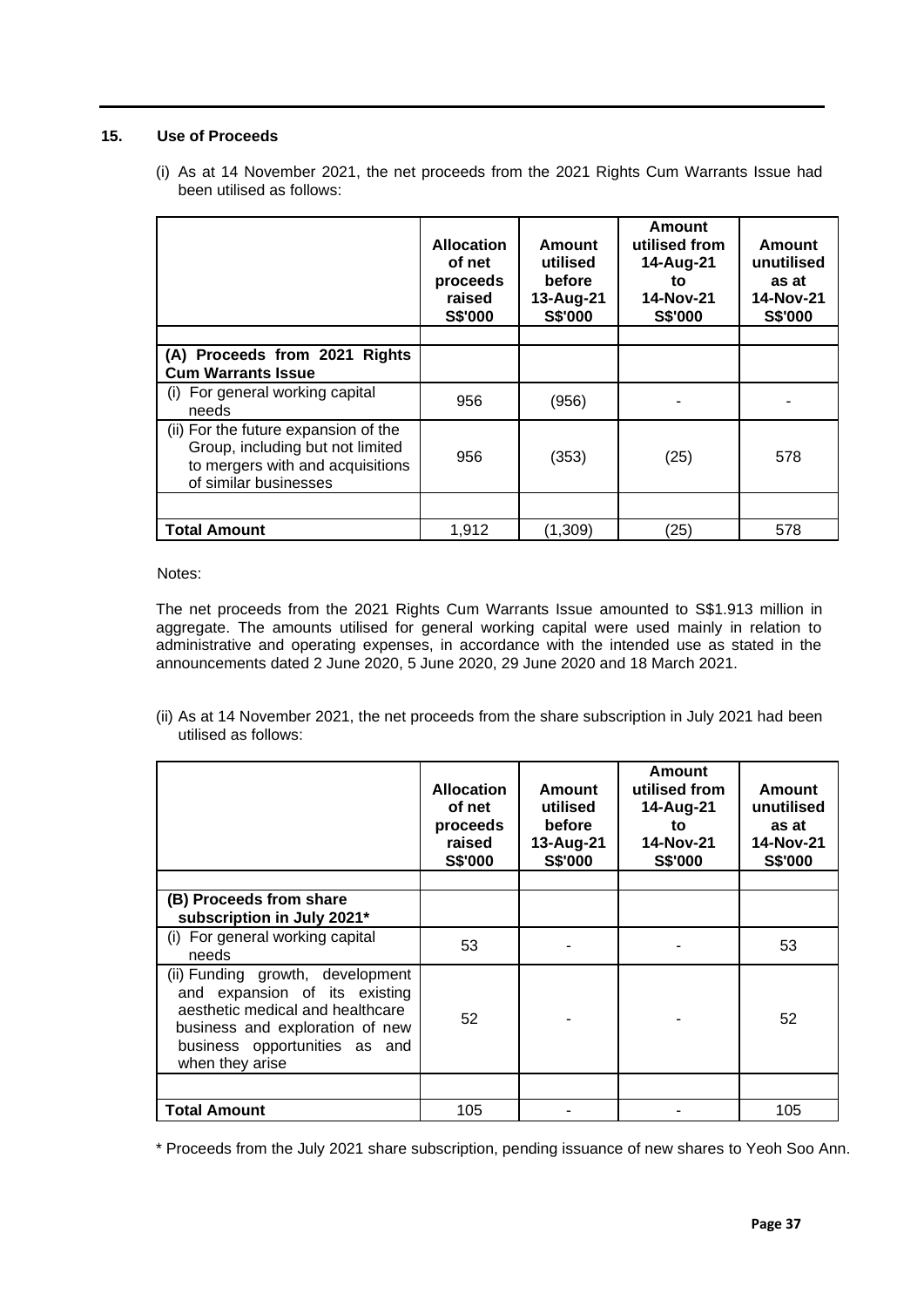## 15. Use of Proceeds

(i) As at 14 November 2021, the net proceeds from the 2021 Rights Cum Warrants Issue had been utilised as follows:

| | Allocation of net proceeds raised S$'000 | Amount utilised before 13-Aug-21 S$'000 | Amount utilised from 14-Aug-21 to 14-Nov-21 S$'000 | Amount unutilised as at 14-Nov-21 S$'000 |
|---|---|---|---|---|
| | | | | |
| **(A) Proceeds from 2021 Rights Cum Warrants Issue** | | | | |
| (i) For general working capital needs | 956 | (956) | - | - |
| (ii) For the future expansion of the Group, including but not limited to mergers with and acquisitions of similar businesses | 956 | (353) | (25) | 578 |
| | | | | |
| **Total Amount** | 1,912 | (1,309) | (25) | 578 |

Notes:

The net proceeds from the 2021 Rights Cum Warrants Issue amounted to S$1.913 million in aggregate. The amounts utilised for general working capital were used mainly in relation to administrative and operating expenses, in accordance with the intended use as stated in the announcements dated 2 June 2020, 5 June 2020, 29 June 2020 and 18 March 2021.

(ii) As at 14 November 2021, the net proceeds from the share subscription in July 2021 had been utilised as follows:

| | Allocation of net proceeds raised S$'000 | Amount utilised before 13-Aug-21 S$'000 | Amount utilised from 14-Aug-21 to 14-Nov-21 S$'000 | Amount unutilised as at 14-Nov-21 S$'000 |
|---|---|---|---|---|
| | | | | |
| **(B) Proceeds from share subscription in July 2021*** | | | | |
| (i) For general working capital needs | 53 | - | - | 53 |
| (ii) Funding growth, development and expansion of its existing aesthetic medical and healthcare business and exploration of new business opportunities as and when they arise | 52 | - | - | 52 |
| | | | | |
| **Total Amount** | 105 | - | - | 105 |

* Proceeds from the July 2021 share subscription, pending issuance of new shares to Yeoh Soo Ann.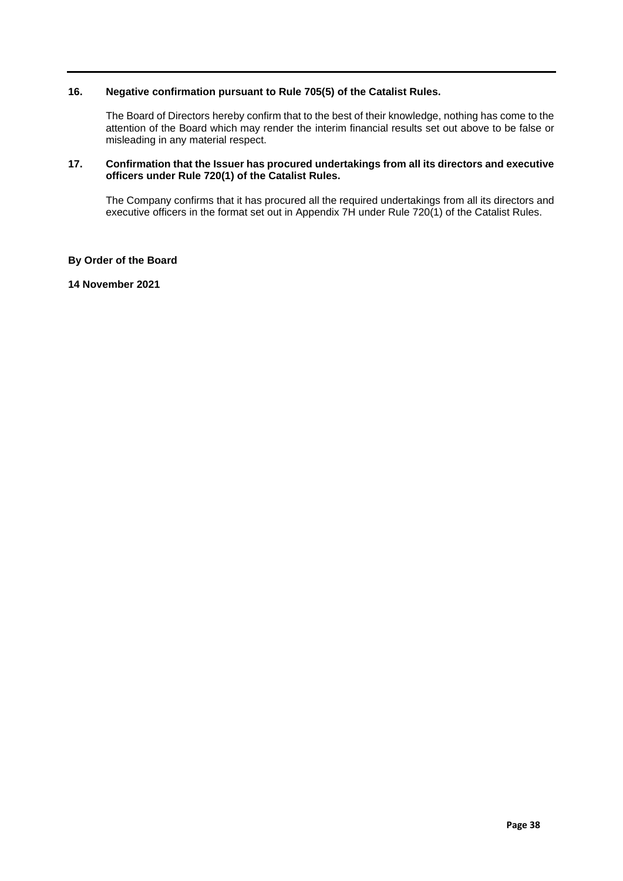**16. Negative confirmation pursuant to Rule 705(5) of the Catalist Rules.**

The Board of Directors hereby confirm that to the best of their knowledge, nothing has come to the attention of the Board which may render the interim financial results set out above to be false or misleading in any material respect.

**17. Confirmation that the Issuer has procured undertakings from all its directors and executive officers under Rule 720(1) of the Catalist Rules.**

The Company confirms that it has procured all the required undertakings from all its directors and executive officers in the format set out in Appendix 7H under Rule 720(1) of the Catalist Rules.

**By Order of the Board**

**14 November 2021**